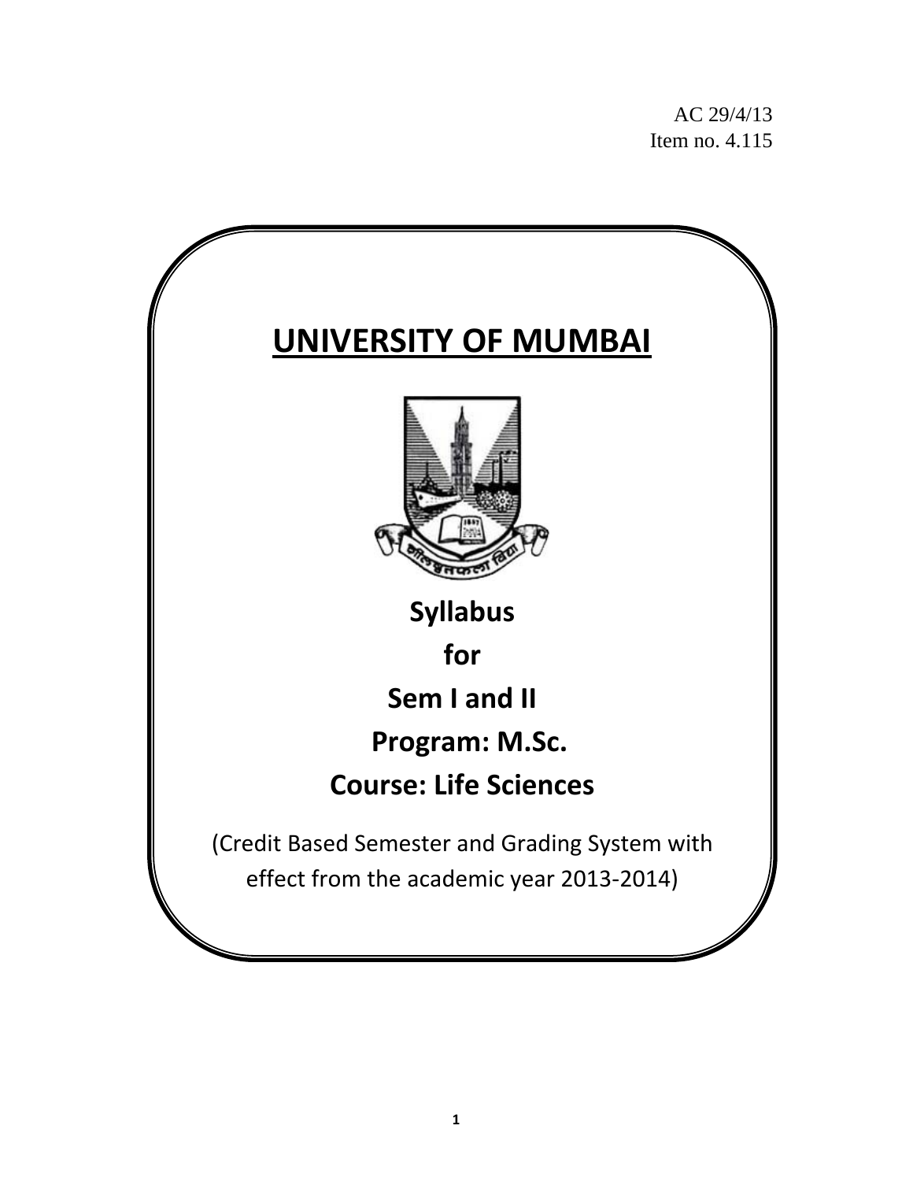AC 29/4/13
Item no. 4.115

# UNIVERSITY OF MUMBAI

**Syllabus**

**for**

**Sem I and II**

**Program: M.Sc.**

**Course: Life Sciences**

(Credit Based Semester and Grading System with effect from the academic year 2013-2014)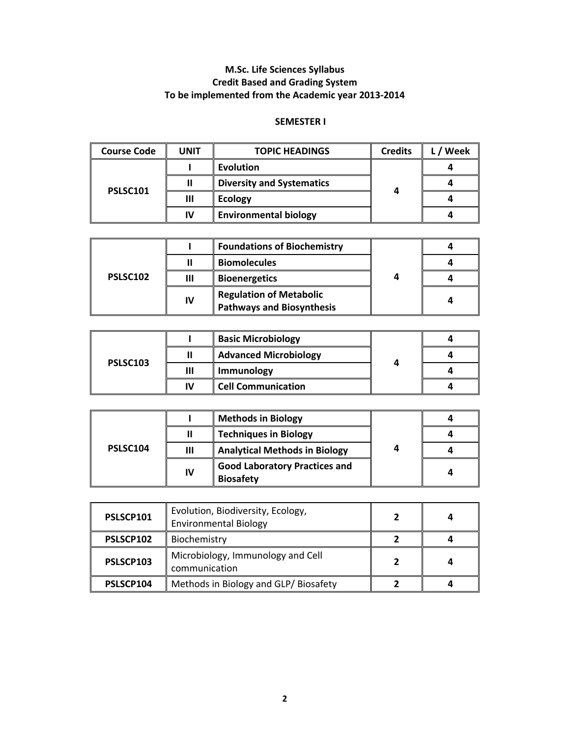# M.Sc. Life Sciences Syllabus
## Credit Based and Grading System
## To be implemented from the Academic year 2013-2014

### SEMESTER I

| Course Code | UNIT | TOPIC HEADINGS | Credits | L / Week |
|---|---|---|---|---|
| **PSLSC101** | **I** | **Evolution** | **4** | **4** |
| | **II** | **Diversity and Systematics** | | **4** |
| | **III** | **Ecology** | | **4** |
| | **IV** | **Environmental biology** | | **4** |

| | | | | |
|---|---|---|---|---|
| **PSLSC102** | **I** | **Foundations of Biochemistry** | **4** | **4** |
| | **II** | **Biomolecules** | | **4** |
| | **III** | **Bioenergetics** | | **4** |
| | **IV** | **Regulation of Metabolic Pathways and Biosynthesis** | | **4** |

| | | | | |
|---|---|---|---|---|
| **PSLSC103** | **I** | **Basic Microbiology** | **4** | **4** |
| | **II** | **Advanced Microbiology** | | **4** |
| | **III** | **Immunology** | | **4** |
| | **IV** | **Cell Communication** | | **4** |

| | | | | |
|---|---|---|---|---|
| **PSLSC104** | **I** | **Methods in Biology** | **4** | **4** |
| | **II** | **Techniques in Biology** | | **4** |
| | **III** | **Analytical Methods in Biology** | | **4** |
| | **IV** | **Good Laboratory Practices and Biosafety** | | **4** |

| | | | |
|---|---|---|---|
| **PSLSCP101** | Evolution, Biodiversity, Ecology, Environmental Biology | **2** | **4** |
| **PSLSCP102** | Biochemistry | **2** | **4** |
| **PSLSCP103** | Microbiology, Immunology and Cell communication | **2** | **4** |
| **PSLSCP104** | Methods in Biology and GLP/ Biosafety | **2** | **4** |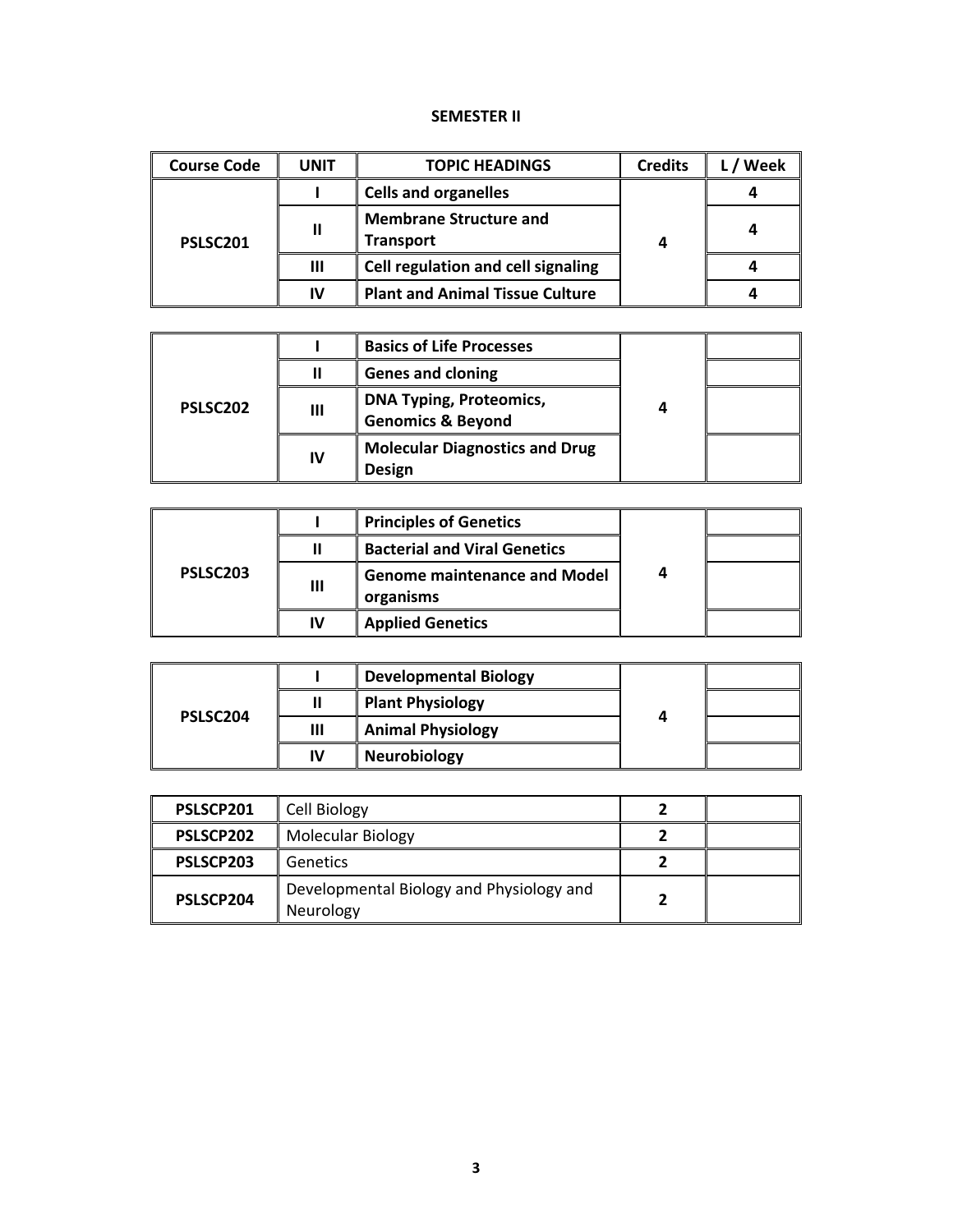**SEMESTER II**

| Course Code | UNIT | TOPIC HEADINGS | Credits | L / Week |
|---|---|---|---|---|
| PSLSC201 | I | **Cells and organelles** | 4 | 4 |
| | II | **Membrane Structure and Transport** | | 4 |
| | III | **Cell regulation and cell signaling** | | 4 |
| | IV | **Plant and Animal Tissue Culture** | | 4 |

| | | | | |
|---|---|---|---|---|
| PSLSC202 | I | **Basics of Life Processes** | 4 | |
| | II | **Genes and cloning** | | |
| | III | **DNA Typing, Proteomics, Genomics & Beyond** | | |
| | IV | **Molecular Diagnostics and Drug Design** | | |

| | | | | |
|---|---|---|---|---|
| PSLSC203 | I | **Principles of Genetics** | 4 | |
| | II | **Bacterial and Viral Genetics** | | |
| | III | **Genome maintenance and Model organisms** | | |
| | IV | **Applied Genetics** | | |

| | | | | |
|---|---|---|---|---|
| PSLSC204 | I | **Developmental Biology** | 4 | |
| | II | **Plant Physiology** | | |
| | III | **Animal Physiology** | | |
| | IV | **Neurobiology** | | |

| | | | |
|---|---|---|---|
| PSLSCP201 | Cell Biology | 2 | |
| PSLSCP202 | Molecular Biology | 2 | |
| PSLSCP203 | Genetics | 2 | |
| PSLSCP204 | Developmental Biology and Physiology and Neurology | 2 | |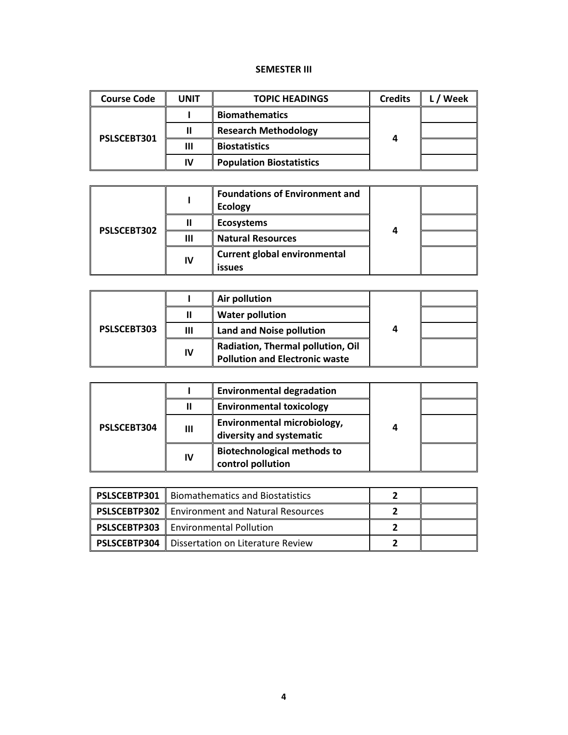**SEMESTER III**

| Course Code | UNIT | TOPIC HEADINGS | Credits | L / Week |
|---|---|---|---|---|
| PSLSCEBT301 | I | Biomathematics | 4 | |
| | II | Research Methodology | | |
| | III | Biostatistics | | |
| | IV | Population Biostatistics | | |

| | | | | |
|---|---|---|---|---|
| PSLSCEBT302 | I | Foundations of Environment and Ecology | 4 | |
| | II | Ecosystems | | |
| | III | Natural Resources | | |
| | IV | Current global environmental issues | | |

| | | | | |
|---|---|---|---|---|
| PSLSCEBT303 | I | Air pollution | 4 | |
| | II | Water pollution | | |
| | III | Land and Noise pollution | | |
| | IV | Radiation, Thermal pollution, Oil Pollution and Electronic waste | | |

| | | | | |
|---|---|---|---|---|
| PSLSCEBT304 | I | Environmental degradation | 4 | |
| | II | Environmental toxicology | | |
| | III | Environmental microbiology, diversity and systematic | | |
| | IV | Biotechnological methods to control pollution | | |

| | | | |
|---|---|---|---|
| PSLSCEBTP301 | Biomathematics and Biostatistics | 2 | |
| PSLSCEBTP302 | Environment and Natural Resources | 2 | |
| PSLSCEBTP303 | Environmental Pollution | 2 | |
| PSLSCEBTP304 | Dissertation on Literature Review | 2 | |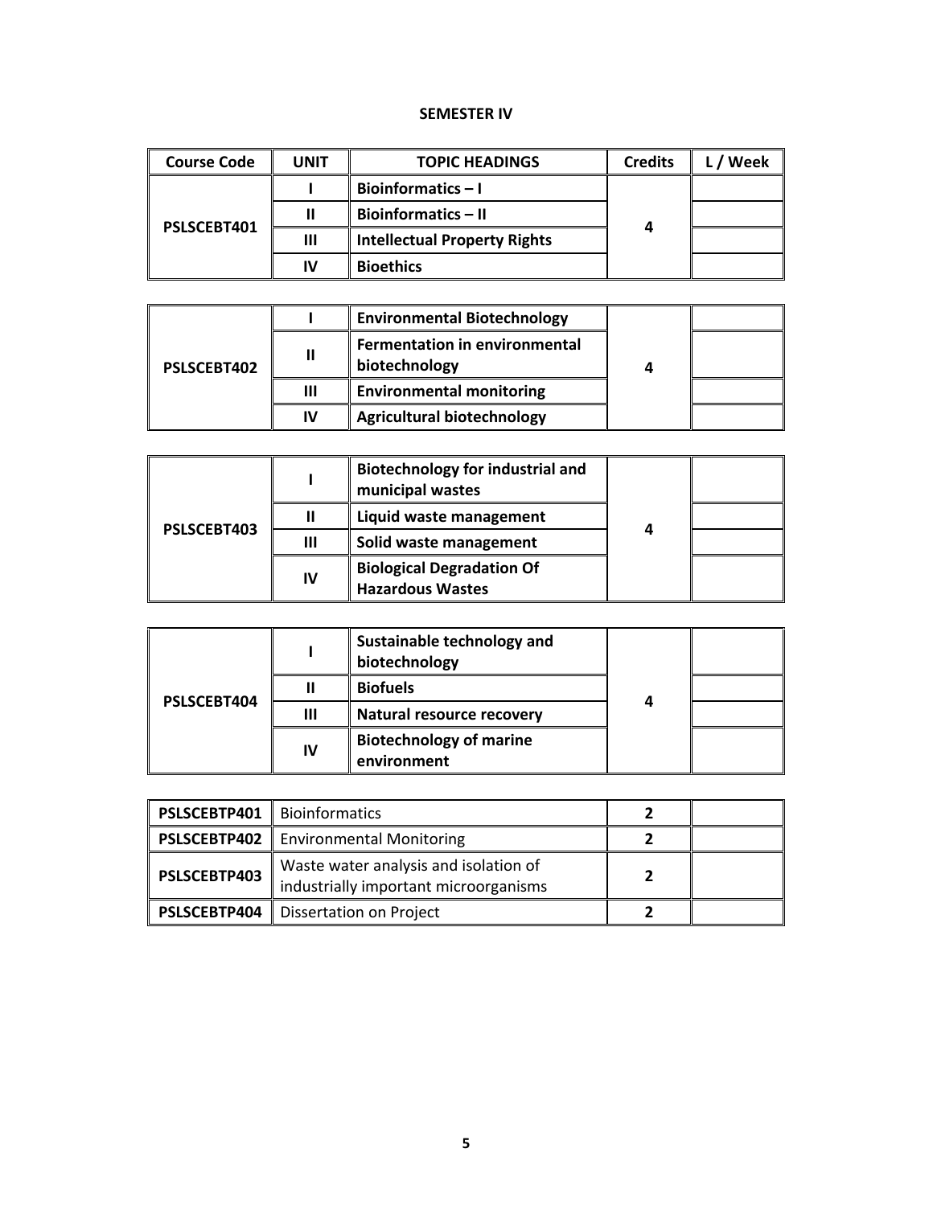**SEMESTER IV**

| Course Code | UNIT | TOPIC HEADINGS | Credits | L / Week |
|---|---|---|---|---|
| PSLSCEBT401 | I | Bioinformatics – I | 4 | |
| | II | Bioinformatics – II | | |
| | III | Intellectual Property Rights | | |
| | IV | Bioethics | | |
| PSLSCEBT402 | I | Environmental Biotechnology | 4 | |
| | II | Fermentation in environmental biotechnology | | |
| | III | Environmental monitoring | | |
| | IV | Agricultural biotechnology | | |
| PSLSCEBT403 | I | Biotechnology for industrial and municipal wastes | 4 | |
| | II | Liquid waste management | | |
| | III | Solid waste management | | |
| | IV | Biological Degradation Of Hazardous Wastes | | |
| PSLSCEBT404 | I | Sustainable technology and biotechnology | 4 | |
| | II | Biofuels | | |
| | III | Natural resource recovery | | |
| | IV | Biotechnology of marine environment | | |

| Course Code | Topic | Credits | L / Week |
|---|---|---|---|
| PSLSCEBTP401 | Bioinformatics | 2 | |
| PSLSCEBTP402 | Environmental Monitoring | 2 | |
| PSLSCEBTP403 | Waste water analysis and isolation of industrially important microorganisms | 2 | |
| PSLSCEBTP404 | Dissertation on Project | 2 | |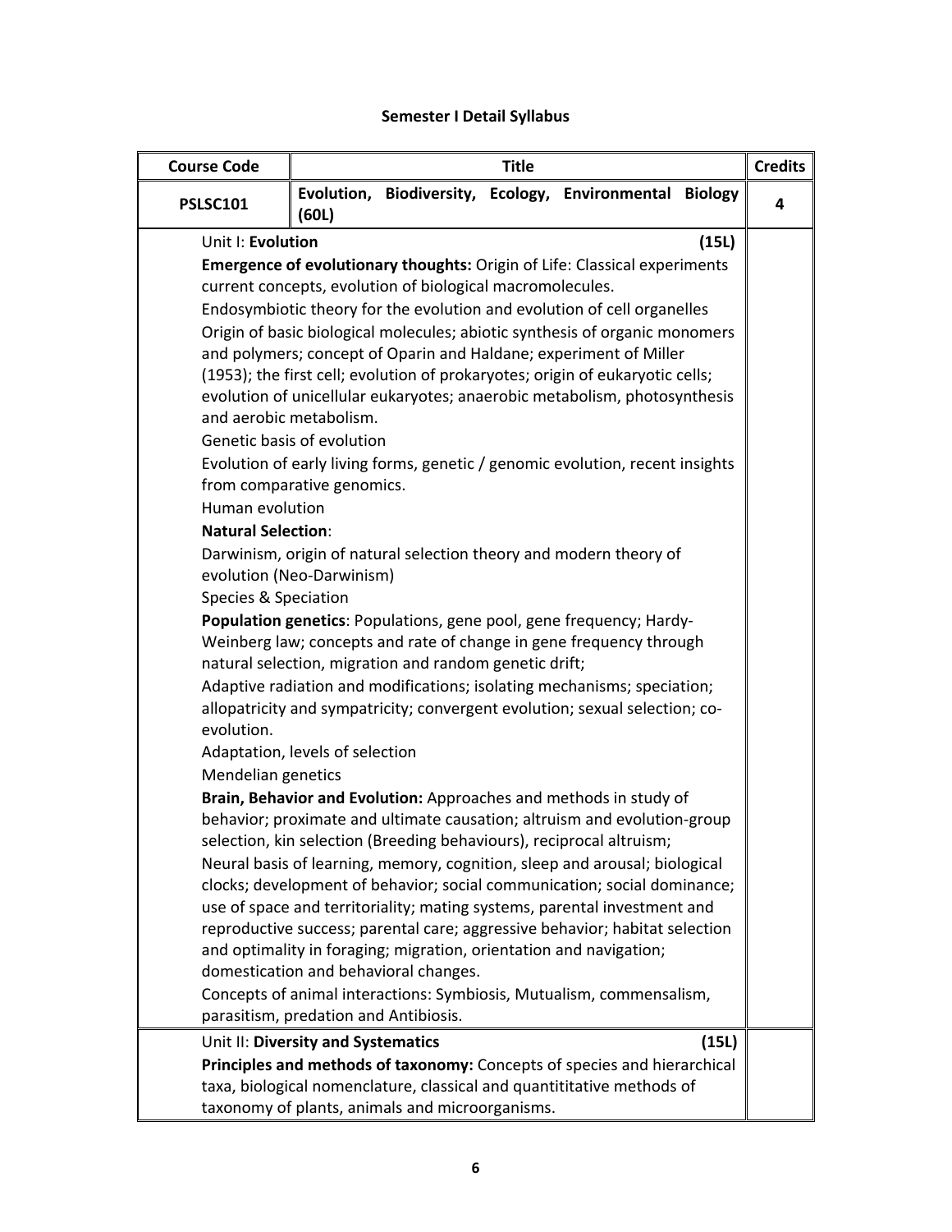## Semester I Detail Syllabus

| Course Code | Title | Credits |
|---|---|---|
| **PSLSC101** | **Evolution, Biodiversity, Ecology, Environmental Biology (60L)** | **4** |
| | Unit I: **Evolution** (15L)<br>**Emergence of evolutionary thoughts:** Origin of Life: Classical experiments current concepts, evolution of biological macromolecules.<br>Endosymbiotic theory for the evolution and evolution of cell organelles<br>Origin of basic biological molecules; abiotic synthesis of organic monomers and polymers; concept of Oparin and Haldane; experiment of Miller (1953); the first cell; evolution of prokaryotes; origin of eukaryotic cells; evolution of unicellular eukaryotes; anaerobic metabolism, photosynthesis and aerobic metabolism.<br>Genetic basis of evolution<br>Evolution of early living forms, genetic / genomic evolution, recent insights from comparative genomics.<br>Human evolution<br>**Natural Selection**:<br>Darwinism, origin of natural selection theory and modern theory of evolution (Neo-Darwinism)<br>Species & Speciation<br>**Population genetics**: Populations, gene pool, gene frequency; Hardy-Weinberg law; concepts and rate of change in gene frequency through natural selection, migration and random genetic drift;<br>Adaptive radiation and modifications; isolating mechanisms; speciation; allopatricity and sympatricity; convergent evolution; sexual selection; co-evolution.<br>Adaptation, levels of selection<br>Mendelian genetics<br>**Brain, Behavior and Evolution:** Approaches and methods in study of behavior; proximate and ultimate causation; altruism and evolution-group selection, kin selection (Breeding behaviours), reciprocal altruism;<br>Neural basis of learning, memory, cognition, sleep and arousal; biological clocks; development of behavior; social communication; social dominance; use of space and territoriality; mating systems, parental investment and reproductive success; parental care; aggressive behavior; habitat selection and optimality in foraging; migration, orientation and navigation; domestication and behavioral changes.<br>Concepts of animal interactions: Symbiosis, Mutualism, commensalism, parasitism, predation and Antibiosis. | |
| | Unit II: **Diversity and Systematics** (15L)<br>**Principles and methods of taxonomy:** Concepts of species and hierarchical taxa, biological nomenclature, classical and quantititative methods of taxonomy of plants, animals and microorganisms. | |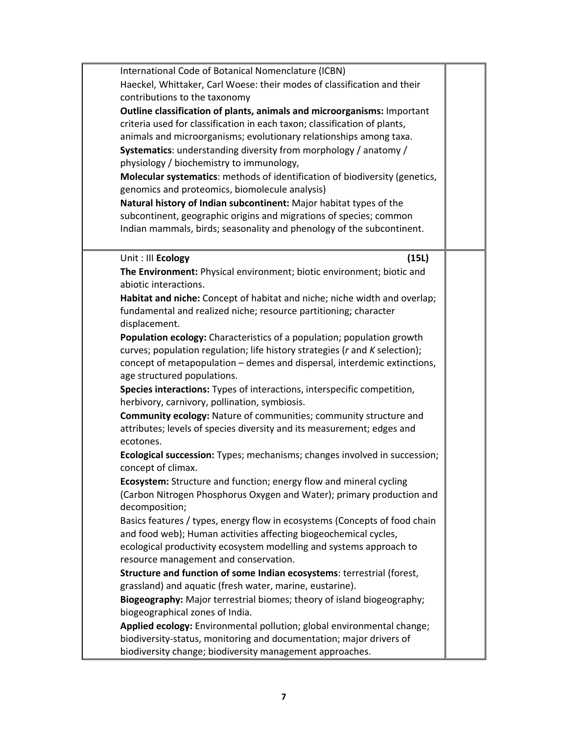International Code of Botanical Nomenclature (ICBN)
Haeckel, Whittaker, Carl Woese: their modes of classification and their contributions to the taxonomy

**Outline classification of plants, animals and microorganisms:** Important criteria used for classification in each taxon; classification of plants, animals and microorganisms; evolutionary relationships among taxa.

**Systematics**: understanding diversity from morphology / anatomy / physiology / biochemistry to immunology,

**Molecular systematics**: methods of identification of biodiversity (genetics, genomics and proteomics, biomolecule analysis)

**Natural history of Indian subcontinent:** Major habitat types of the subcontinent, geographic origins and migrations of species; common Indian mammals, birds; seasonality and phenology of the subcontinent.

Unit : III **Ecology** **(15L)**

**The Environment:** Physical environment; biotic environment; biotic and abiotic interactions.

**Habitat and niche:** Concept of habitat and niche; niche width and overlap; fundamental and realized niche; resource partitioning; character displacement.

**Population ecology:** Characteristics of a population; population growth curves; population regulation; life history strategies (*r* and *K* selection); concept of metapopulation – demes and dispersal, interdemic extinctions, age structured populations.

**Species interactions:** Types of interactions, interspecific competition, herbivory, carnivory, pollination, symbiosis.

**Community ecology:** Nature of communities; community structure and attributes; levels of species diversity and its measurement; edges and ecotones.

**Ecological succession:** Types; mechanisms; changes involved in succession; concept of climax.

**Ecosystem:** Structure and function; energy flow and mineral cycling (Carbon Nitrogen Phosphorus Oxygen and Water); primary production and decomposition;

Basics features / types, energy flow in ecosystems (Concepts of food chain and food web); Human activities affecting biogeochemical cycles, ecological productivity ecosystem modelling and systems approach to resource management and conservation.

**Structure and function of some Indian ecosystems**: terrestrial (forest, grassland) and aquatic (fresh water, marine, eustarine).

**Biogeography:** Major terrestrial biomes; theory of island biogeography; biogeographical zones of India.

**Applied ecology:** Environmental pollution; global environmental change; biodiversity-status, monitoring and documentation; major drivers of biodiversity change; biodiversity management approaches.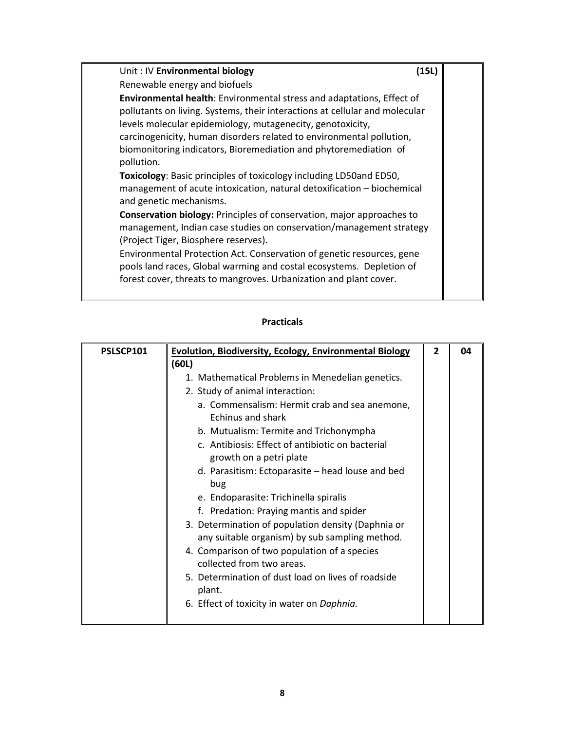| Unit : IV **Environmental biology** (15L)<br>Renewable energy and biofuels<br>**Environmental health**: Environmental stress and adaptations, Effect of pollutants on living. Systems, their interactions at cellular and molecular levels molecular epidemiology, mutagenecity, genotoxicity, carcinogenicity, human disorders related to environmental pollution, biomonitoring indicators, Bioremediation and phytoremediation of pollution.<br>**Toxicology**: Basic principles of toxicology including LD50and ED50, management of acute intoxication, natural detoxification – biochemical and genetic mechanisms.<br>**Conservation biology:** Principles of conservation, major approaches to management, Indian case studies on conservation/management strategy (Project Tiger, Biosphere reserves).<br>Environmental Protection Act. Conservation of genetic resources, gene pools land races, Global warming and costal ecosystems. Depletion of forest cover, threats to mangroves. Urbanization and plant cover. | |
|---|---|

## Practicals

| PSLSCP101 | **Evolution, Biodiversity, Ecology, Environmental Biology (60L)**<br>1. Mathematical Problems in Menedelian genetics.<br>2. Study of animal interaction:<br>a. Commensalism: Hermit crab and sea anemone, Echinus and shark<br>b. Mutualism: Termite and Trichonympha<br>c. Antibiosis: Effect of antibiotic on bacterial growth on a petri plate<br>d. Parasitism: Ectoparasite – head louse and bed bug<br>e. Endoparasite: Trichinella spiralis<br>f. Predation: Praying mantis and spider<br>3. Determination of population density (Daphnia or any suitable organism) by sub sampling method.<br>4. Comparison of two population of a species collected from two areas.<br>5. Determination of dust load on lives of roadside plant.<br>6. Effect of toxicity in water on *Daphnia.* | 2 | 04 |
|---|---|---|---|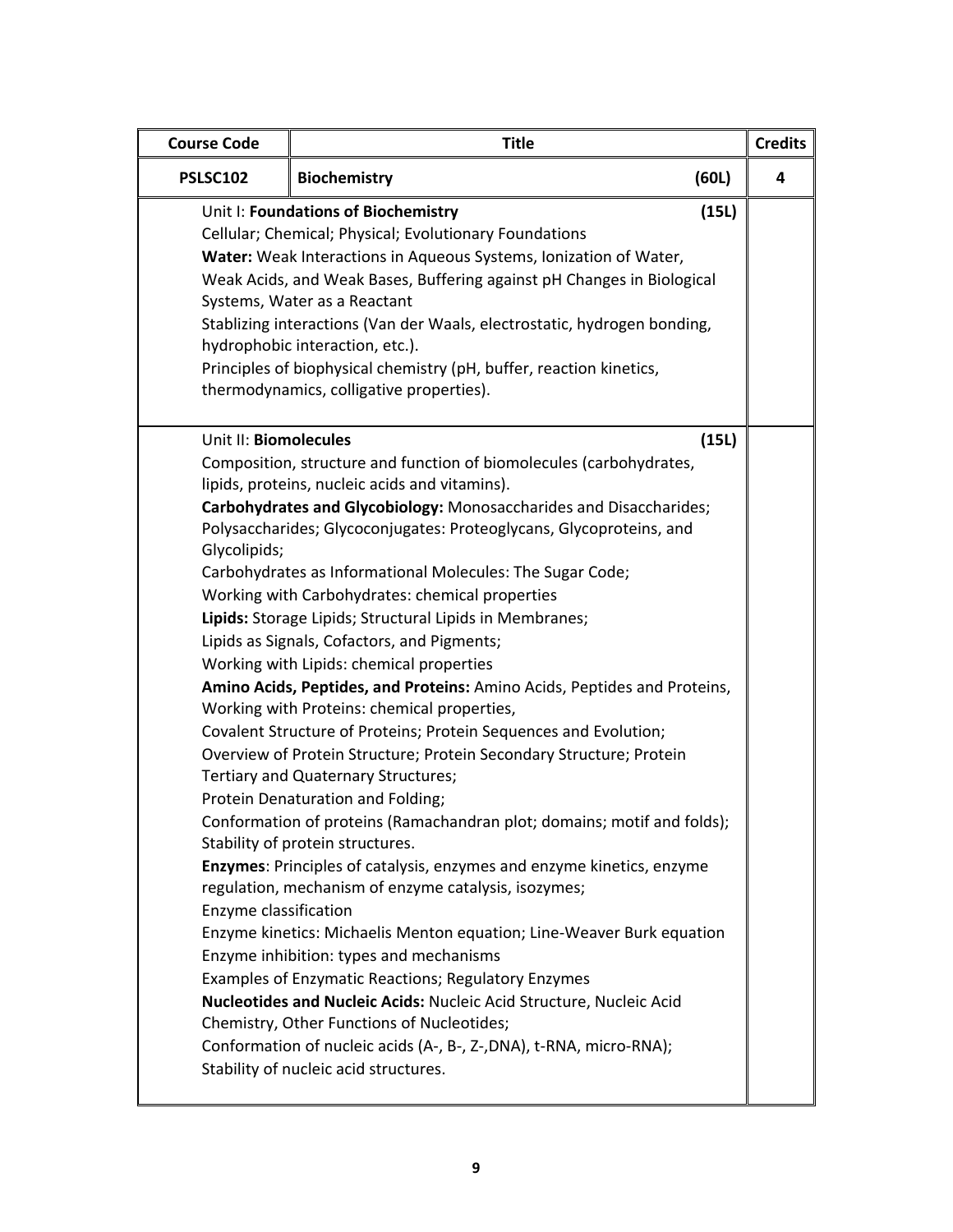| Course Code | Title | Credits |
|---|---|---|
| **PSLSC102** | **Biochemistry** (60L) | **4** |
| | Unit I: **Foundations of Biochemistry** (15L)<br>Cellular; Chemical; Physical; Evolutionary Foundations<br>**Water:** Weak Interactions in Aqueous Systems, Ionization of Water, Weak Acids, and Weak Bases, Buffering against pH Changes in Biological Systems, Water as a Reactant<br>Stablizing interactions (Van der Waals, electrostatic, hydrogen bonding, hydrophobic interaction, etc.).<br>Principles of biophysical chemistry (pH, buffer, reaction kinetics, thermodynamics, colligative properties). | |
| | Unit II: **Biomolecules** (15L)<br>Composition, structure and function of biomolecules (carbohydrates, lipids, proteins, nucleic acids and vitamins).<br>**Carbohydrates and Glycobiology:** Monosaccharides and Disaccharides; Polysaccharides; Glycoconjugates: Proteoglycans, Glycoproteins, and Glycolipids;<br>Carbohydrates as Informational Molecules: The Sugar Code;<br>Working with Carbohydrates: chemical properties<br>**Lipids:** Storage Lipids; Structural Lipids in Membranes;<br>Lipids as Signals, Cofactors, and Pigments;<br>Working with Lipids: chemical properties<br>**Amino Acids, Peptides, and Proteins:** Amino Acids, Peptides and Proteins, Working with Proteins: chemical properties,<br>Covalent Structure of Proteins; Protein Sequences and Evolution;<br>Overview of Protein Structure; Protein Secondary Structure; Protein Tertiary and Quaternary Structures;<br>Protein Denaturation and Folding;<br>Conformation of proteins (Ramachandran plot; domains; motif and folds); Stability of protein structures.<br>**Enzymes**: Principles of catalysis, enzymes and enzyme kinetics, enzyme regulation, mechanism of enzyme catalysis, isozymes;<br>Enzyme classification<br>Enzyme kinetics: Michaelis Menton equation; Line-Weaver Burk equation<br>Enzyme inhibition: types and mechanisms<br>Examples of Enzymatic Reactions; Regulatory Enzymes<br>**Nucleotides and Nucleic Acids:** Nucleic Acid Structure, Nucleic Acid Chemistry, Other Functions of Nucleotides;<br>Conformation of nucleic acids (A-, B-, Z-,DNA), t-RNA, micro-RNA);<br>Stability of nucleic acid structures. | |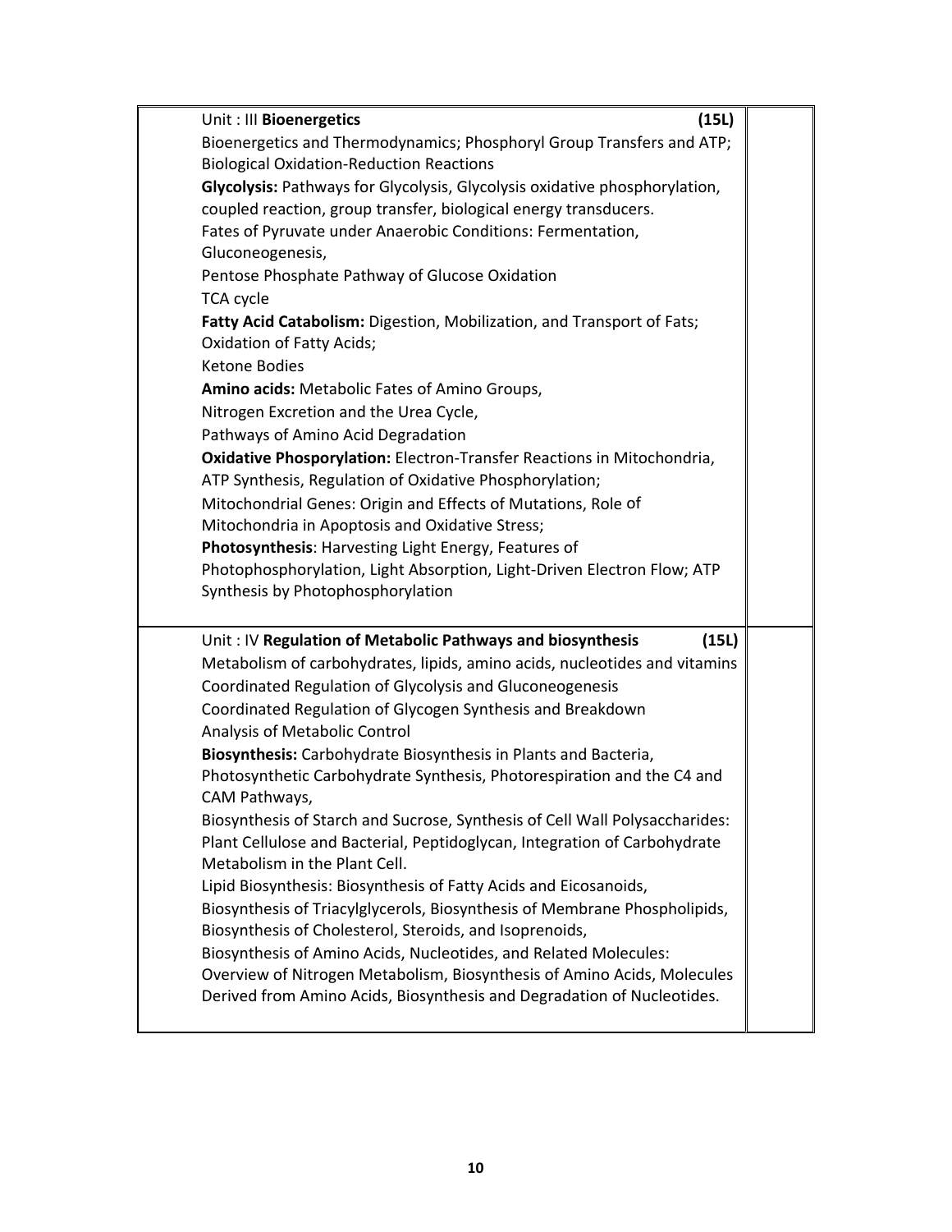| | | |
|---|---|---|
| | Unit : III **Bioenergetics** (15L)<br>Bioenergetics and Thermodynamics; Phosphoryl Group Transfers and ATP; Biological Oxidation-Reduction Reactions<br>**Glycolysis:** Pathways for Glycolysis, Glycolysis oxidative phosphorylation, coupled reaction, group transfer, biological energy transducers.<br>Fates of Pyruvate under Anaerobic Conditions: Fermentation, Gluconeogenesis,<br>Pentose Phosphate Pathway of Glucose Oxidation<br>TCA cycle<br>**Fatty Acid Catabolism:** Digestion, Mobilization, and Transport of Fats; Oxidation of Fatty Acids;<br>Ketone Bodies<br>**Amino acids:** Metabolic Fates of Amino Groups,<br>Nitrogen Excretion and the Urea Cycle,<br>Pathways of Amino Acid Degradation<br>**Oxidative Phosporylation:** Electron-Transfer Reactions in Mitochondria, ATP Synthesis, Regulation of Oxidative Phosphorylation;<br>Mitochondrial Genes: Origin and Effects of Mutations, Role of Mitochondria in Apoptosis and Oxidative Stress;<br>**Photosynthesis**: Harvesting Light Energy, Features of Photophosphorylation, Light Absorption, Light-Driven Electron Flow; ATP Synthesis by Photophosphorylation | |
| | Unit : IV **Regulation of Metabolic Pathways and biosynthesis** (15L)<br>Metabolism of carbohydrates, lipids, amino acids, nucleotides and vitamins<br>Coordinated Regulation of Glycolysis and Gluconeogenesis<br>Coordinated Regulation of Glycogen Synthesis and Breakdown<br>Analysis of Metabolic Control<br>**Biosynthesis:** Carbohydrate Biosynthesis in Plants and Bacteria, Photosynthetic Carbohydrate Synthesis, Photorespiration and the C4 and CAM Pathways,<br>Biosynthesis of Starch and Sucrose, Synthesis of Cell Wall Polysaccharides: Plant Cellulose and Bacterial, Peptidoglycan, Integration of Carbohydrate Metabolism in the Plant Cell.<br>Lipid Biosynthesis: Biosynthesis of Fatty Acids and Eicosanoids, Biosynthesis of Triacylglycerols, Biosynthesis of Membrane Phospholipids, Biosynthesis of Cholesterol, Steroids, and Isoprenoids,<br>Biosynthesis of Amino Acids, Nucleotides, and Related Molecules: Overview of Nitrogen Metabolism, Biosynthesis of Amino Acids, Molecules Derived from Amino Acids, Biosynthesis and Degradation of Nucleotides. | |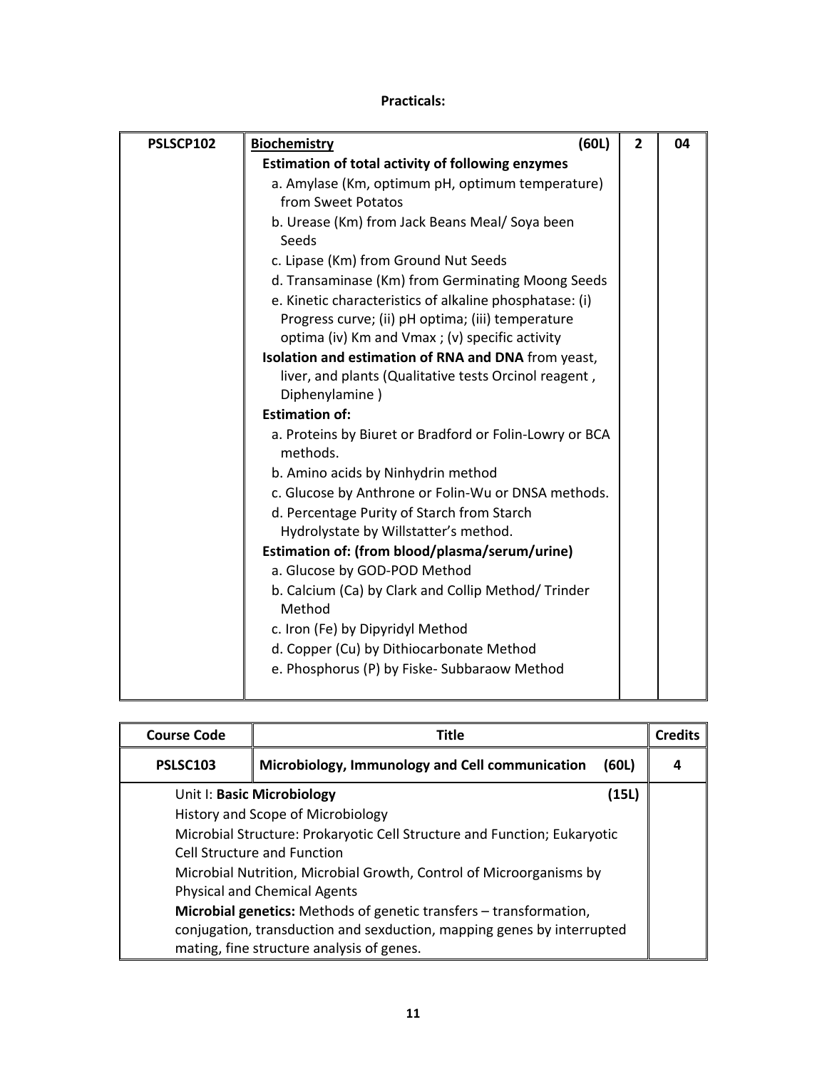**Practicals:**

| PSLSCP102 | **Biochemistry** (60L)<br>**Estimation of total activity of following enzymes**<br>a. Amylase (Km, optimum pH, optimum temperature) from Sweet Potatos<br>b. Urease (Km) from Jack Beans Meal/ Soya been Seeds<br>c. Lipase (Km) from Ground Nut Seeds<br>d. Transaminase (Km) from Germinating Moong Seeds<br>e. Kinetic characteristics of alkaline phosphatase: (i) Progress curve; (ii) pH optima; (iii) temperature optima (iv) Km and Vmax ; (v) specific activity<br>**Isolation and estimation of RNA and DNA** from yeast, liver, and plants (Qualitative tests Orcinol reagent , Diphenylamine )<br>**Estimation of:**<br>a. Proteins by Biuret or Bradford or Folin-Lowry or BCA methods.<br>b. Amino acids by Ninhydrin method<br>c. Glucose by Anthrone or Folin-Wu or DNSA methods.<br>d. Percentage Purity of Starch from Starch Hydrolystate by Willstatter's method.<br>**Estimation of: (from blood/plasma/serum/urine)**<br>a. Glucose by GOD-POD Method<br>b. Calcium (Ca) by Clark and Collip Method/ Trinder Method<br>c. Iron (Fe) by Dipyridyl Method<br>d. Copper (Cu) by Dithiocarbonate Method<br>e. Phosphorus (P) by Fiske- Subbaraow Method | 2 | 04 |
|---|---|---|---|

| Course Code | Title | Credits |
|---|---|---|
| PSLSC103 | **Microbiology, Immunology and Cell communication (60L)** | 4 |
| | Unit I: **Basic Microbiology** (15L)<br>History and Scope of Microbiology<br>Microbial Structure: Prokaryotic Cell Structure and Function; Eukaryotic Cell Structure and Function<br>Microbial Nutrition, Microbial Growth, Control of Microorganisms by Physical and Chemical Agents<br>**Microbial genetics:** Methods of genetic transfers – transformation, conjugation, transduction and sexduction, mapping genes by interrupted mating, fine structure analysis of genes. | |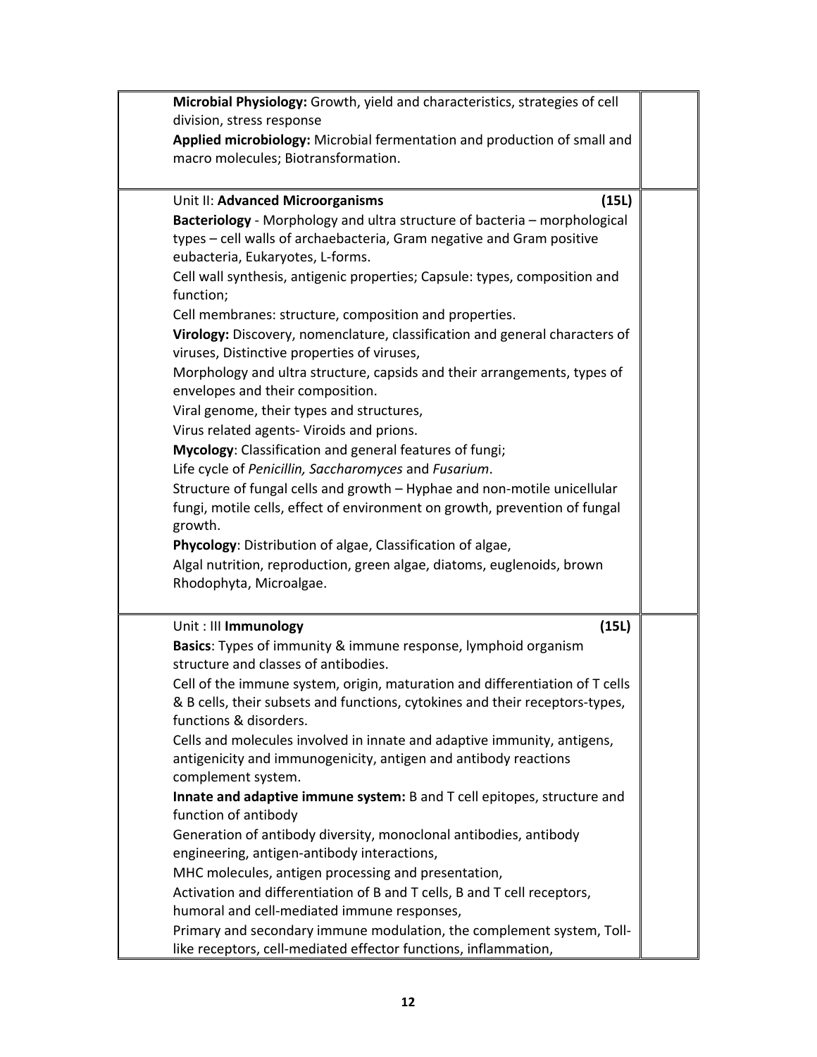| | | |
|---|---|---|
| | **Microbial Physiology:** Growth, yield and characteristics, strategies of cell division, stress response<br>**Applied microbiology:** Microbial fermentation and production of small and macro molecules; Biotransformation. | |
| | Unit II: **Advanced Microorganisms** **(15L)**<br>**Bacteriology** - Morphology and ultra structure of bacteria – morphological types – cell walls of archaebacteria, Gram negative and Gram positive eubacteria, Eukaryotes, L-forms.<br>Cell wall synthesis, antigenic properties; Capsule: types, composition and function;<br>Cell membranes: structure, composition and properties.<br>**Virology:** Discovery, nomenclature, classification and general characters of viruses, Distinctive properties of viruses,<br>Morphology and ultra structure, capsids and their arrangements, types of envelopes and their composition.<br>Viral genome, their types and structures,<br>Virus related agents- Viroids and prions.<br>**Mycology**: Classification and general features of fungi;<br>Life cycle of *Penicillin, Saccharomyces* and *Fusarium*.<br>Structure of fungal cells and growth – Hyphae and non-motile unicellular fungi, motile cells, effect of environment on growth, prevention of fungal growth.<br>**Phycology**: Distribution of algae, Classification of algae,<br>Algal nutrition, reproduction, green algae, diatoms, euglenoids, brown Rhodophyta, Microalgae. | |
| | Unit : III **Immunology** **(15L)**<br>**Basics**: Types of immunity & immune response, lymphoid organism structure and classes of antibodies.<br>Cell of the immune system, origin, maturation and differentiation of T cells & B cells, their subsets and functions, cytokines and their receptors-types, functions & disorders.<br>Cells and molecules involved in innate and adaptive immunity, antigens, antigenicity and immunogenicity, antigen and antibody reactions complement system.<br>**Innate and adaptive immune system:** B and T cell epitopes, structure and function of antibody<br>Generation of antibody diversity, monoclonal antibodies, antibody engineering, antigen-antibody interactions,<br>MHC molecules, antigen processing and presentation,<br>Activation and differentiation of B and T cells, B and T cell receptors, humoral and cell-mediated immune responses,<br>Primary and secondary immune modulation, the complement system, Toll-like receptors, cell-mediated effector functions, inflammation, | |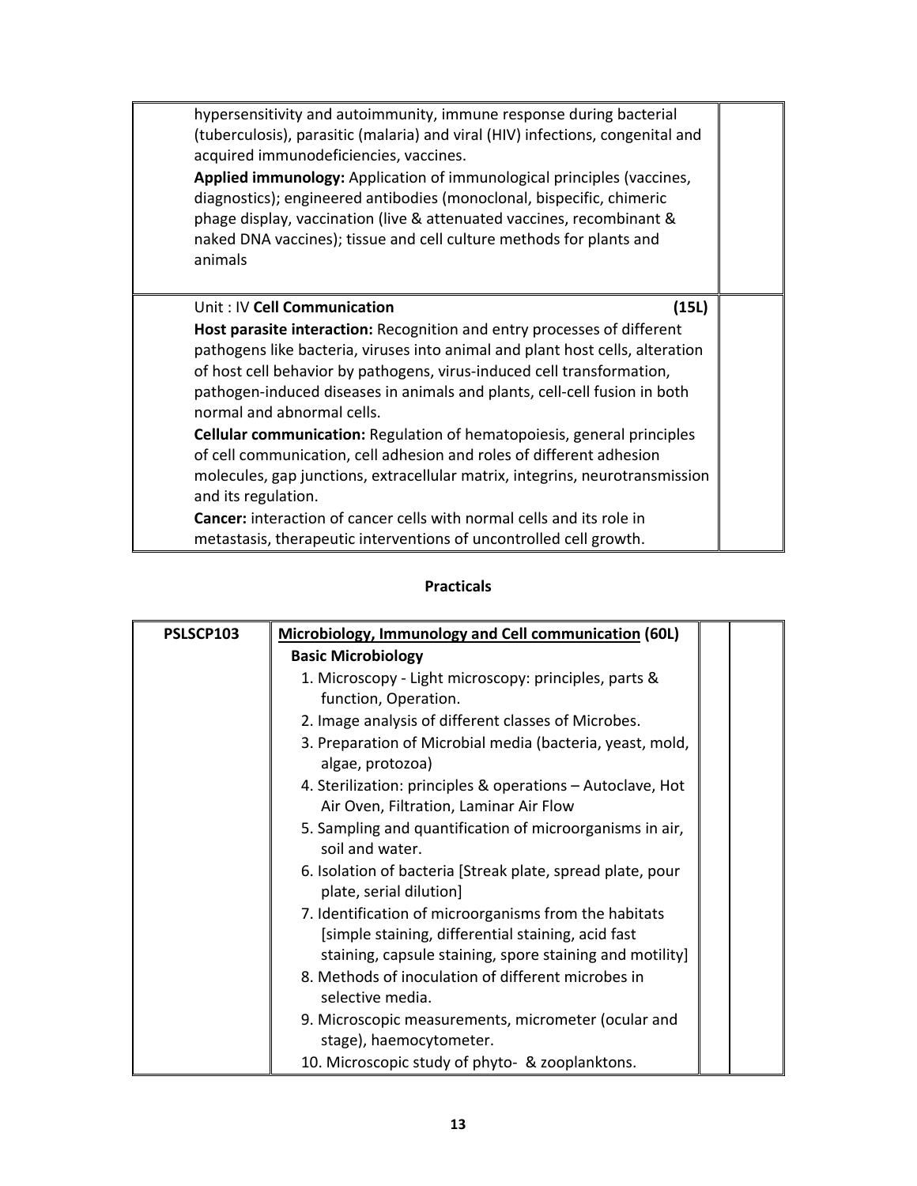| | |
|---|---|
| hypersensitivity and autoimmunity, immune response during bacterial (tuberculosis), parasitic (malaria) and viral (HIV) infections, congenital and acquired immunodeficiencies, vaccines.<br>**Applied immunology:** Application of immunological principles (vaccines, diagnostics); engineered antibodies (monoclonal, bispecific, chimeric phage display, vaccination (live & attenuated vaccines, recombinant & naked DNA vaccines); tissue and cell culture methods for plants and animals | |
| Unit : IV **Cell Communication** **(15L)**<br>**Host parasite interaction:** Recognition and entry processes of different pathogens like bacteria, viruses into animal and plant host cells, alteration of host cell behavior by pathogens, virus-induced cell transformation, pathogen-induced diseases in animals and plants, cell-cell fusion in both normal and abnormal cells.<br>**Cellular communication:** Regulation of hematopoiesis, general principles of cell communication, cell adhesion and roles of different adhesion molecules, gap junctions, extracellular matrix, integrins, neurotransmission and its regulation.<br>**Cancer:** interaction of cancer cells with normal cells and its role in metastasis, therapeutic interventions of uncontrolled cell growth. | |

## Practicals

| **PSLSCP103** | <u>**Microbiology, Immunology and Cell communication**</u> **(60L)** | | |
|---|---|---|---|
| | **Basic Microbiology**<br>1. Microscopy - Light microscopy: principles, parts & function, Operation.<br>2. Image analysis of different classes of Microbes.<br>3. Preparation of Microbial media (bacteria, yeast, mold, algae, protozoa)<br>4. Sterilization: principles & operations – Autoclave, Hot Air Oven, Filtration, Laminar Air Flow<br>5. Sampling and quantification of microorganisms in air, soil and water.<br>6. Isolation of bacteria [Streak plate, spread plate, pour plate, serial dilution]<br>7. Identification of microorganisms from the habitats [simple staining, differential staining, acid fast staining, capsule staining, spore staining and motility]<br>8. Methods of inoculation of different microbes in selective media.<br>9. Microscopic measurements, micrometer (ocular and stage), haemocytometer.<br>10. Microscopic study of phyto- & zooplanktons. | | |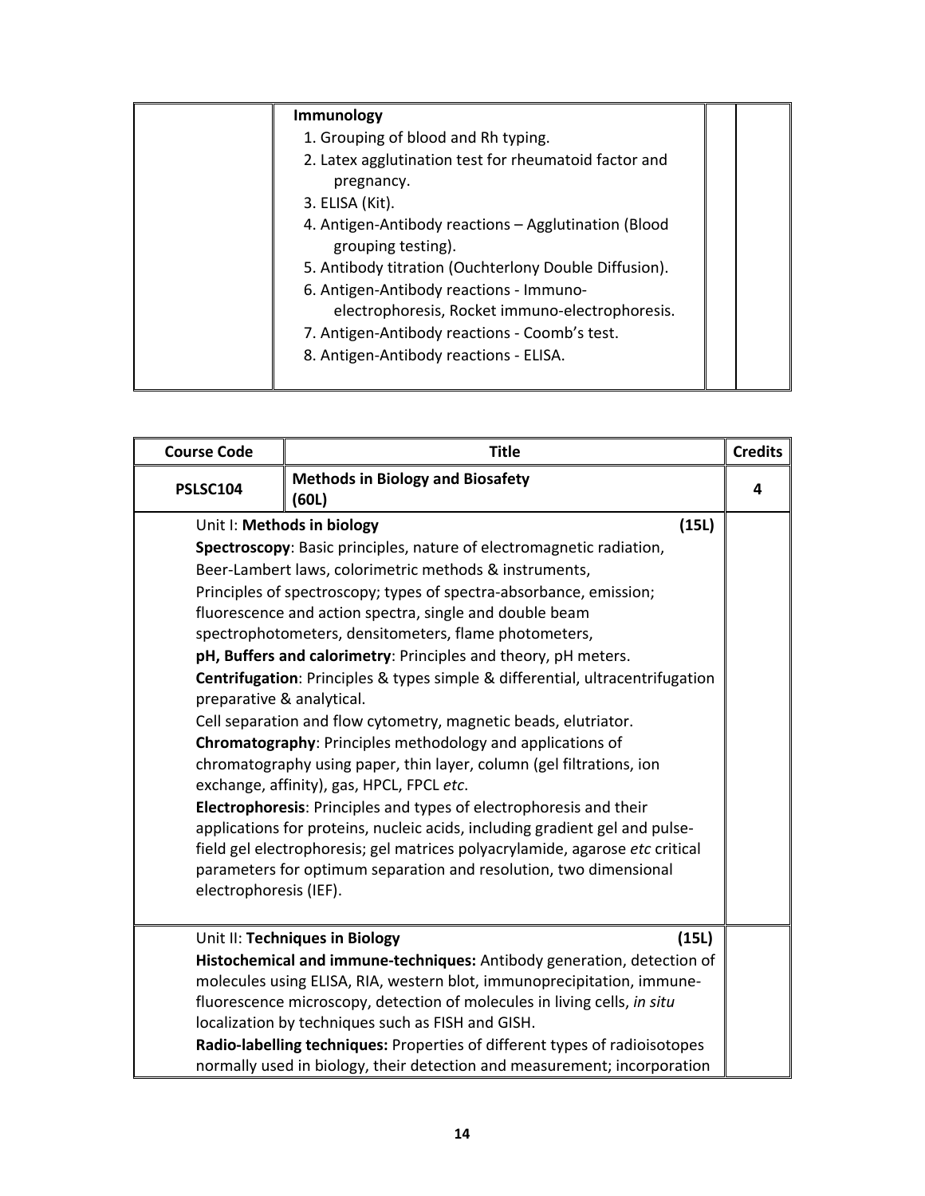| | **Immunology**<br>1. Grouping of blood and Rh typing.<br>2. Latex agglutination test for rheumatoid factor and pregnancy.<br>3. ELISA (Kit).<br>4. Antigen-Antibody reactions – Agglutination (Blood grouping testing).<br>5. Antibody titration (Ouchterlony Double Diffusion).<br>6. Antigen-Antibody reactions - Immuno-electrophoresis, Rocket immuno-electrophoresis.<br>7. Antigen-Antibody reactions - Coomb's test.<br>8. Antigen-Antibody reactions - ELISA. | | |
|---|---|---|---|

| Course Code | Title | Credits |
|---|---|---|
| **PSLSC104** | **Methods in Biology and Biosafety (60L)** | **4** |
| Unit I: **Methods in biology** (15L)<br>**Spectroscopy**: Basic principles, nature of electromagnetic radiation, Beer-Lambert laws, colorimetric methods & instruments, Principles of spectroscopy; types of spectra-absorbance, emission; fluorescence and action spectra, single and double beam spectrophotometers, densitometers, flame photometers,<br>**pH, Buffers and calorimetry**: Principles and theory, pH meters.<br>**Centrifugation**: Principles & types simple & differential, ultracentrifugation preparative & analytical.<br>Cell separation and flow cytometry, magnetic beads, elutriator.<br>**Chromatography**: Principles methodology and applications of chromatography using paper, thin layer, column (gel filtrations, ion exchange, affinity), gas, HPCL, FPCL *etc*.<br>**Electrophoresis**: Principles and types of electrophoresis and their applications for proteins, nucleic acids, including gradient gel and pulse-field gel electrophoresis; gel matrices polyacrylamide, agarose *etc* critical parameters for optimum separation and resolution, two dimensional electrophoresis (IEF). | | |
| Unit II: **Techniques in Biology** (15L)<br>**Histochemical and immune-techniques:** Antibody generation, detection of molecules using ELISA, RIA, western blot, immunoprecipitation, immune-fluorescence microscopy, detection of molecules in living cells, *in situ* localization by techniques such as FISH and GISH.<br>**Radio-labelling techniques:** Properties of different types of radioisotopes normally used in biology, their detection and measurement; incorporation | | |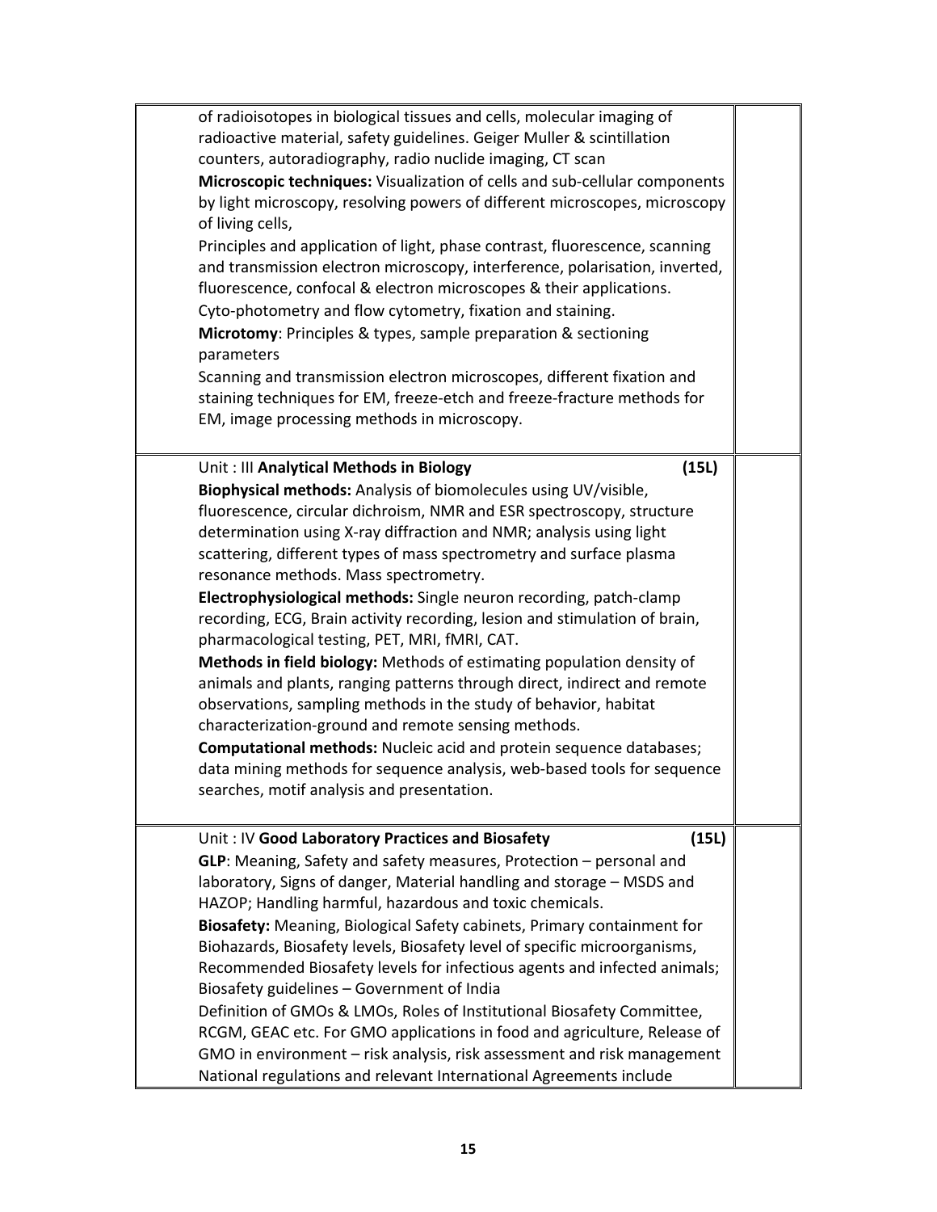| | | |
|---|---|---|
| | of radioisotopes in biological tissues and cells, molecular imaging of radioactive material, safety guidelines. Geiger Muller & scintillation counters, autoradiography, radio nuclide imaging, CT scan<br>**Microscopic techniques:** Visualization of cells and sub-cellular components by light microscopy, resolving powers of different microscopes, microscopy of living cells,<br>Principles and application of light, phase contrast, fluorescence, scanning and transmission electron microscopy, interference, polarisation, inverted, fluorescence, confocal & electron microscopes & their applications.<br>Cyto-photometry and flow cytometry, fixation and staining.<br>**Microtomy**: Principles & types, sample preparation & sectioning parameters<br>Scanning and transmission electron microscopes, different fixation and staining techniques for EM, freeze-etch and freeze-fracture methods for EM, image processing methods in microscopy. | |
| | Unit : III **Analytical Methods in Biology** **(15L)**<br>**Biophysical methods:** Analysis of biomolecules using UV/visible, fluorescence, circular dichroism, NMR and ESR spectroscopy, structure determination using X-ray diffraction and NMR; analysis using light scattering, different types of mass spectrometry and surface plasma resonance methods. Mass spectrometry.<br>**Electrophysiological methods:** Single neuron recording, patch-clamp recording, ECG, Brain activity recording, lesion and stimulation of brain, pharmacological testing, PET, MRI, fMRI, CAT.<br>**Methods in field biology:** Methods of estimating population density of animals and plants, ranging patterns through direct, indirect and remote observations, sampling methods in the study of behavior, habitat characterization-ground and remote sensing methods.<br>**Computational methods:** Nucleic acid and protein sequence databases; data mining methods for sequence analysis, web-based tools for sequence searches, motif analysis and presentation. | |
| | Unit : IV **Good Laboratory Practices and Biosafety** **(15L)**<br>**GLP**: Meaning, Safety and safety measures, Protection – personal and laboratory, Signs of danger, Material handling and storage – MSDS and HAZOP; Handling harmful, hazardous and toxic chemicals.<br>**Biosafety:** Meaning, Biological Safety cabinets, Primary containment for Biohazards, Biosafety levels, Biosafety level of specific microorganisms, Recommended Biosafety levels for infectious agents and infected animals; Biosafety guidelines – Government of India<br>Definition of GMOs & LMOs, Roles of Institutional Biosafety Committee, RCGM, GEAC etc. For GMO applications in food and agriculture, Release of GMO in environment – risk analysis, risk assessment and risk management National regulations and relevant International Agreements include | |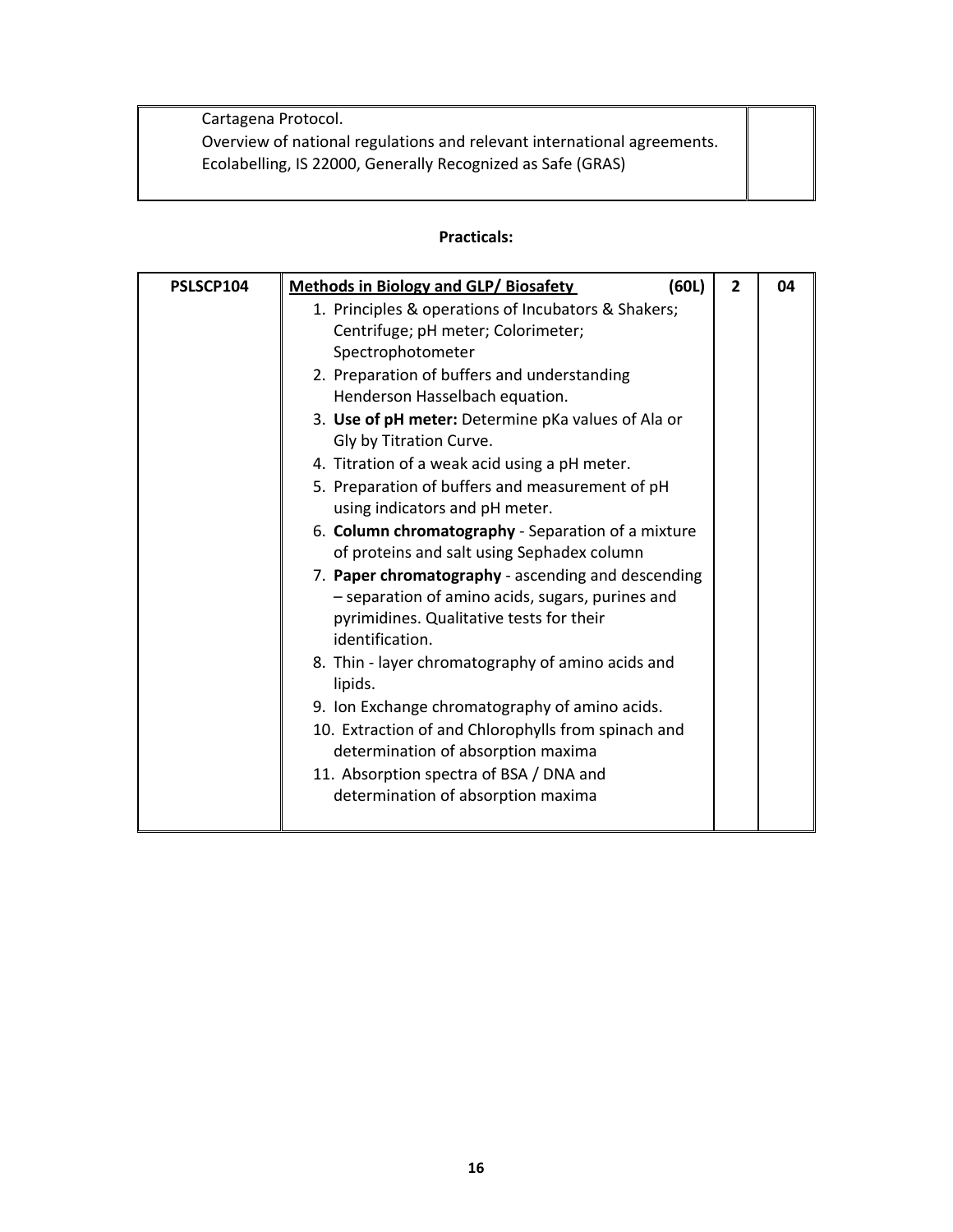| | |
|---|---|
| Cartagena Protocol.<br>Overview of national regulations and relevant international agreements.<br>Ecolabelling, IS 22000, Generally Recognized as Safe (GRAS) | |

**Practicals:**

| | | | |
|---|---|---|---|
| **PSLSCP104** | **Methods in Biology and GLP/ Biosafety** **(60L)**<br>1. Principles & operations of Incubators & Shakers; Centrifuge; pH meter; Colorimeter; Spectrophotometer<br>2. Preparation of buffers and understanding Henderson Hasselbach equation.<br>3. **Use of pH meter:** Determine pKa values of Ala or Gly by Titration Curve.<br>4. Titration of a weak acid using a pH meter.<br>5. Preparation of buffers and measurement of pH using indicators and pH meter.<br>6. **Column chromatography** - Separation of a mixture of proteins and salt using Sephadex column<br>7. **Paper chromatography** - ascending and descending – separation of amino acids, sugars, purines and pyrimidines. Qualitative tests for their identification.<br>8. Thin - layer chromatography of amino acids and lipids.<br>9. Ion Exchange chromatography of amino acids.<br>10. Extraction of and Chlorophylls from spinach and determination of absorption maxima<br>11. Absorption spectra of BSA / DNA and determination of absorption maxima | **2** | **04** |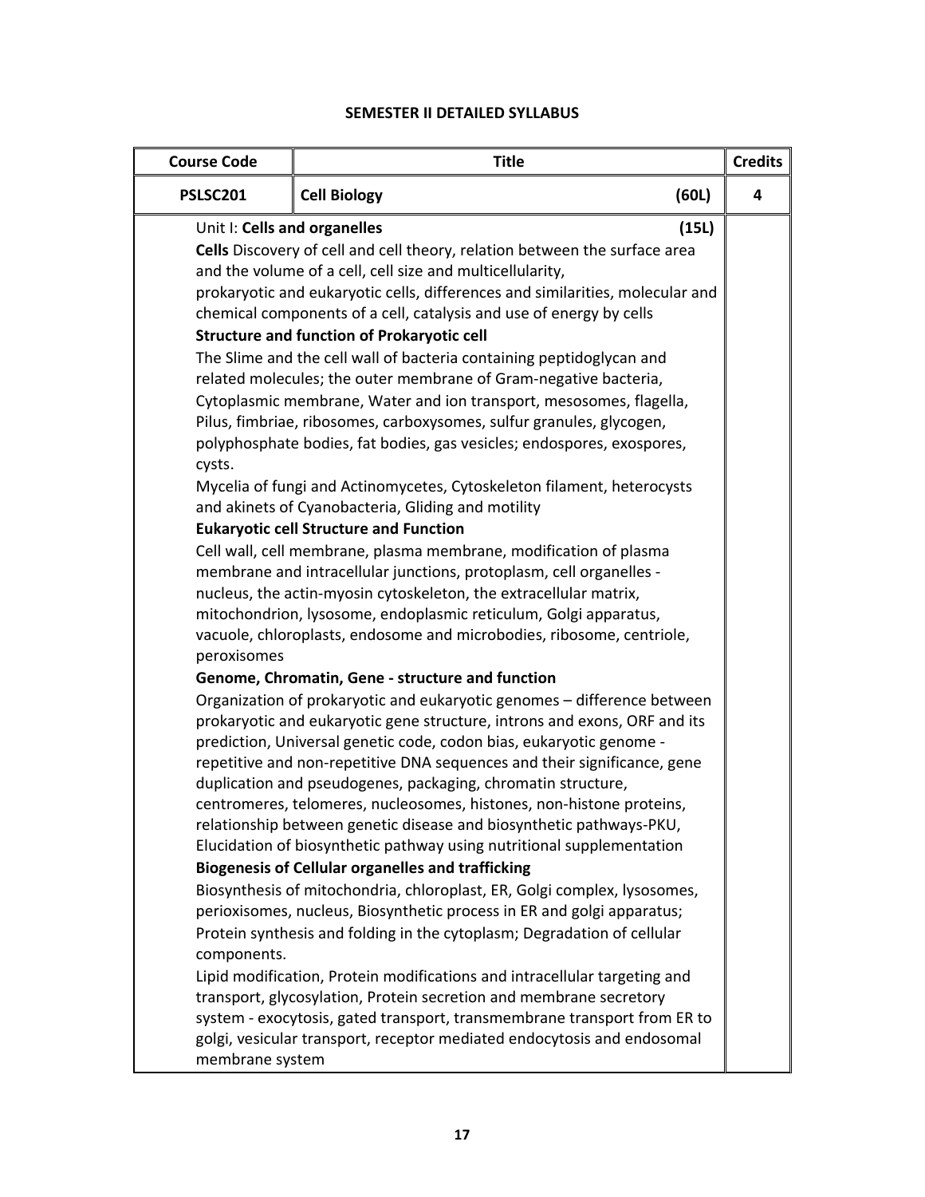**SEMESTER II DETAILED SYLLABUS**

| Course Code | Title | Credits |
|---|---|---|
| **PSLSC201** | **Cell Biology** (60L) | **4** |
| | Unit I: **Cells and organelles** (15L)<br>**Cells** Discovery of cell and cell theory, relation between the surface area and the volume of a cell, cell size and multicellularity, prokaryotic and eukaryotic cells, differences and similarities, molecular and chemical components of a cell, catalysis and use of energy by cells<br>**Structure and function of Prokaryotic cell**<br>The Slime and the cell wall of bacteria containing peptidoglycan and related molecules; the outer membrane of Gram-negative bacteria, Cytoplasmic membrane, Water and ion transport, mesosomes, flagella, Pilus, fimbriae, ribosomes, carboxysomes, sulfur granules, glycogen, polyphosphate bodies, fat bodies, gas vesicles; endospores, exospores, cysts.<br>Mycelia of fungi and Actinomycetes, Cytoskeleton filament, heterocysts and akinets of Cyanobacteria, Gliding and motility<br>**Eukaryotic cell Structure and Function**<br>Cell wall, cell membrane, plasma membrane, modification of plasma membrane and intracellular junctions, protoplasm, cell organelles - nucleus, the actin-myosin cytoskeleton, the extracellular matrix, mitochondrion, lysosome, endoplasmic reticulum, Golgi apparatus, vacuole, chloroplasts, endosome and microbodies, ribosome, centriole, peroxisomes<br>**Genome, Chromatin, Gene - structure and function**<br>Organization of prokaryotic and eukaryotic genomes – difference between prokaryotic and eukaryotic gene structure, introns and exons, ORF and its prediction, Universal genetic code, codon bias, eukaryotic genome - repetitive and non-repetitive DNA sequences and their significance, gene duplication and pseudogenes, packaging, chromatin structure, centromeres, telomeres, nucleosomes, histones, non-histone proteins, relationship between genetic disease and biosynthetic pathways-PKU, Elucidation of biosynthetic pathway using nutritional supplementation<br>**Biogenesis of Cellular organelles and trafficking**<br>Biosynthesis of mitochondria, chloroplast, ER, Golgi complex, lysosomes, perioxisomes, nucleus, Biosynthetic process in ER and golgi apparatus; Protein synthesis and folding in the cytoplasm; Degradation of cellular components.<br>Lipid modification, Protein modifications and intracellular targeting and transport, glycosylation, Protein secretion and membrane secretory system - exocytosis, gated transport, transmembrane transport from ER to golgi, vesicular transport, receptor mediated endocytosis and endosomal membrane system | |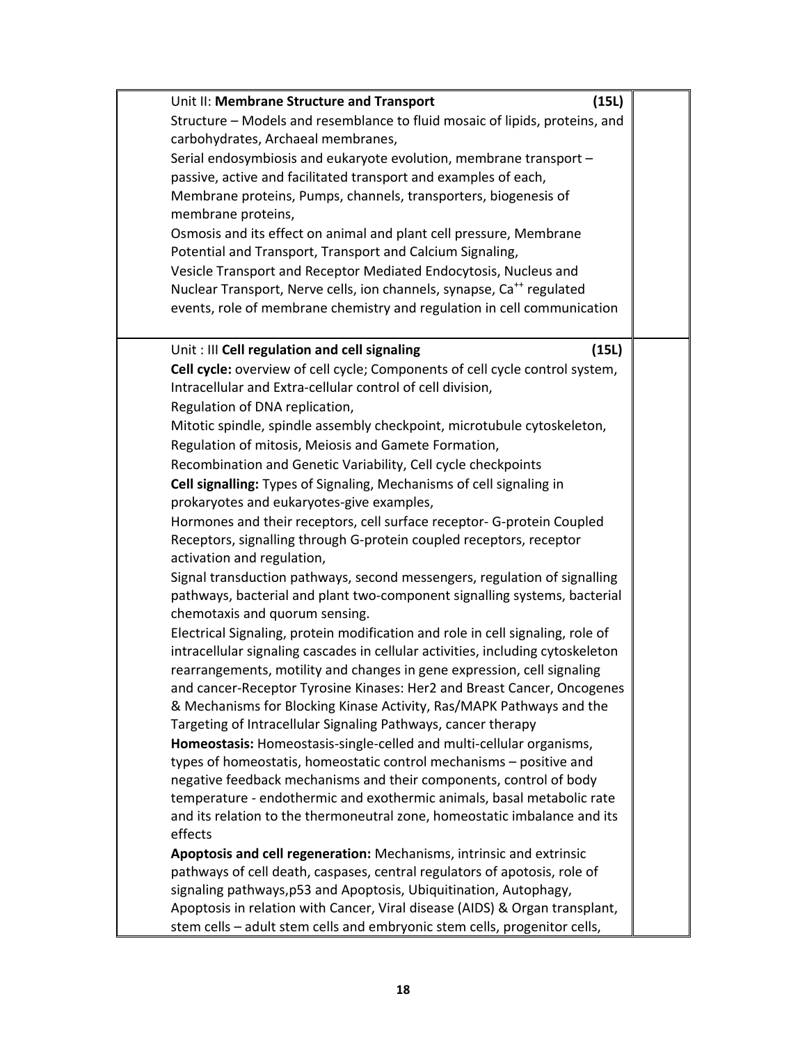| | | |
|---|---|---|
| | Unit II: **Membrane Structure and Transport** **(15L)**<br>Structure – Models and resemblance to fluid mosaic of lipids, proteins, and carbohydrates, Archaeal membranes,<br>Serial endosymbiosis and eukaryote evolution, membrane transport – passive, active and facilitated transport and examples of each,<br>Membrane proteins, Pumps, channels, transporters, biogenesis of membrane proteins,<br>Osmosis and its effect on animal and plant cell pressure, Membrane Potential and Transport, Transport and Calcium Signaling,<br>Vesicle Transport and Receptor Mediated Endocytosis, Nucleus and Nuclear Transport, Nerve cells, ion channels, synapse, $Ca^{++}$ regulated events, role of membrane chemistry and regulation in cell communication | |
| | Unit : III **Cell regulation and cell signaling** **(15L)**<br>**Cell cycle:** overview of cell cycle; Components of cell cycle control system, Intracellular and Extra-cellular control of cell division,<br>Regulation of DNA replication,<br>Mitotic spindle, spindle assembly checkpoint, microtubule cytoskeleton,<br>Regulation of mitosis, Meiosis and Gamete Formation,<br>Recombination and Genetic Variability, Cell cycle checkpoints<br>**Cell signalling:** Types of Signaling, Mechanisms of cell signaling in prokaryotes and eukaryotes-give examples,<br>Hormones and their receptors, cell surface receptor- G-protein Coupled Receptors, signalling through G-protein coupled receptors, receptor activation and regulation,<br>Signal transduction pathways, second messengers, regulation of signalling pathways, bacterial and plant two-component signalling systems, bacterial chemotaxis and quorum sensing.<br>Electrical Signaling, protein modification and role in cell signaling, role of intracellular signaling cascades in cellular activities, including cytoskeleton rearrangements, motility and changes in gene expression, cell signaling and cancer-Receptor Tyrosine Kinases: Her2 and Breast Cancer, Oncogenes & Mechanisms for Blocking Kinase Activity, Ras/MAPK Pathways and the Targeting of Intracellular Signaling Pathways, cancer therapy<br>**Homeostasis:** Homeostasis-single-celled and multi-cellular organisms, types of homeostatis, homeostatic control mechanisms – positive and negative feedback mechanisms and their components, control of body temperature - endothermic and exothermic animals, basal metabolic rate and its relation to the thermoneutral zone, homeostatic imbalance and its effects<br>**Apoptosis and cell regeneration:** Mechanisms, intrinsic and extrinsic pathways of cell death, caspases, central regulators of apotosis, role of signaling pathways,p53 and Apoptosis, Ubiquitination, Autophagy, Apoptosis in relation with Cancer, Viral disease (AIDS) & Organ transplant, stem cells – adult stem cells and embryonic stem cells, progenitor cells, | |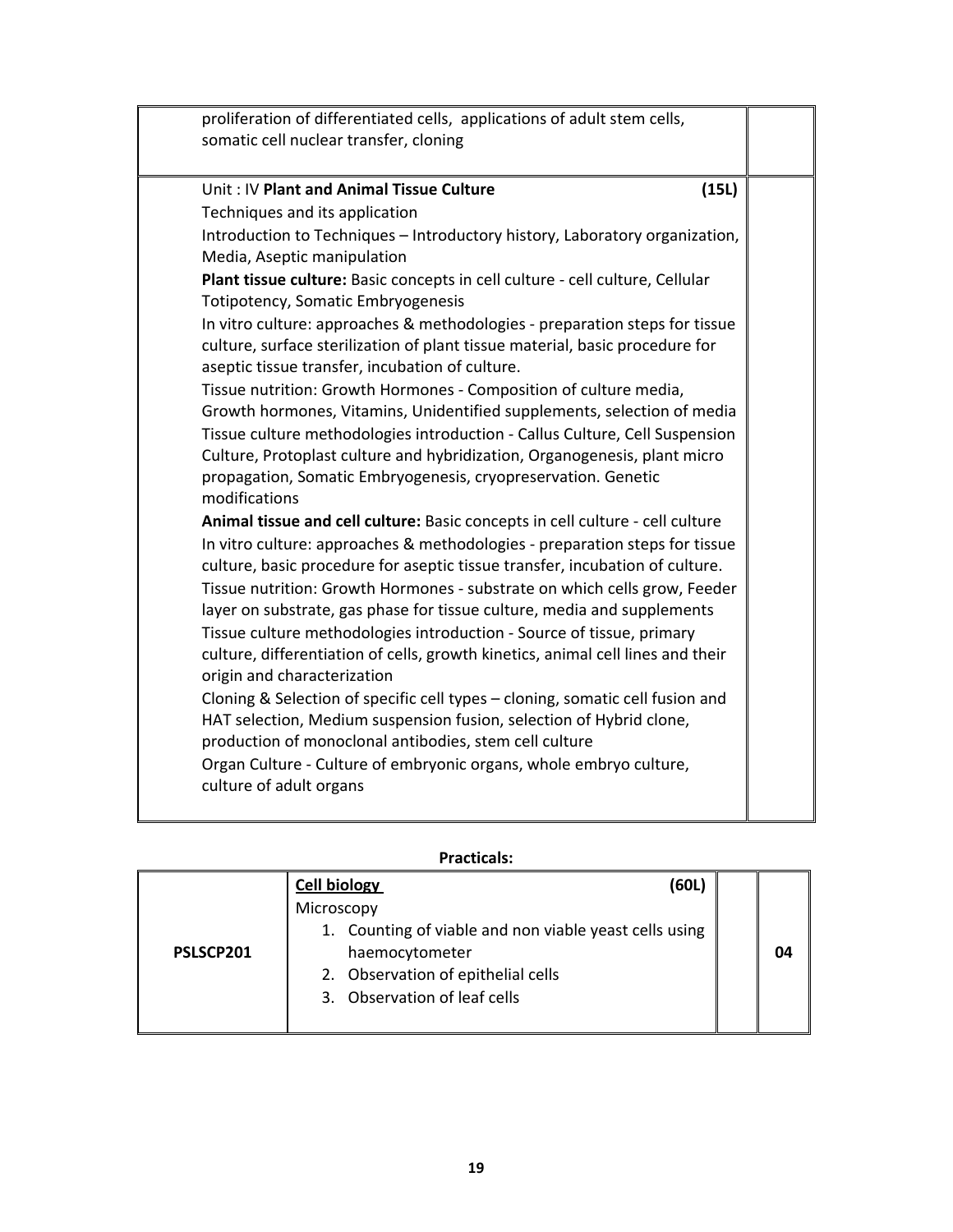| | |
|---|---|
| proliferation of differentiated cells, applications of adult stem cells, somatic cell nuclear transfer, cloning | |
| Unit : IV **Plant and Animal Tissue Culture** **(15L)**<br>Techniques and its application<br>Introduction to Techniques – Introductory history, Laboratory organization, Media, Aseptic manipulation<br>**Plant tissue culture:** Basic concepts in cell culture - cell culture, Cellular Totipotency, Somatic Embryogenesis<br>In vitro culture: approaches & methodologies - preparation steps for tissue culture, surface sterilization of plant tissue material, basic procedure for aseptic tissue transfer, incubation of culture.<br>Tissue nutrition: Growth Hormones - Composition of culture media, Growth hormones, Vitamins, Unidentified supplements, selection of media<br>Tissue culture methodologies introduction - Callus Culture, Cell Suspension Culture, Protoplast culture and hybridization, Organogenesis, plant micro propagation, Somatic Embryogenesis, cryopreservation. Genetic modifications<br>**Animal tissue and cell culture:** Basic concepts in cell culture - cell culture<br>In vitro culture: approaches & methodologies - preparation steps for tissue culture, basic procedure for aseptic tissue transfer, incubation of culture.<br>Tissue nutrition: Growth Hormones - substrate on which cells grow, Feeder layer on substrate, gas phase for tissue culture, media and supplements<br>Tissue culture methodologies introduction - Source of tissue, primary culture, differentiation of cells, growth kinetics, animal cell lines and their origin and characterization<br>Cloning & Selection of specific cell types – cloning, somatic cell fusion and HAT selection, Medium suspension fusion, selection of Hybrid clone, production of monoclonal antibodies, stem cell culture<br>Organ Culture - Culture of embryonic organs, whole embryo culture, culture of adult organs | |

**Practicals:**

| | | | |
|---|---|---|---|
| **PSLSCP201** | **Cell biology** **(60L)**<br>Microscopy<br>1. Counting of viable and non viable yeast cells using haemocytometer<br>2. Observation of epithelial cells<br>3. Observation of leaf cells | | **04** |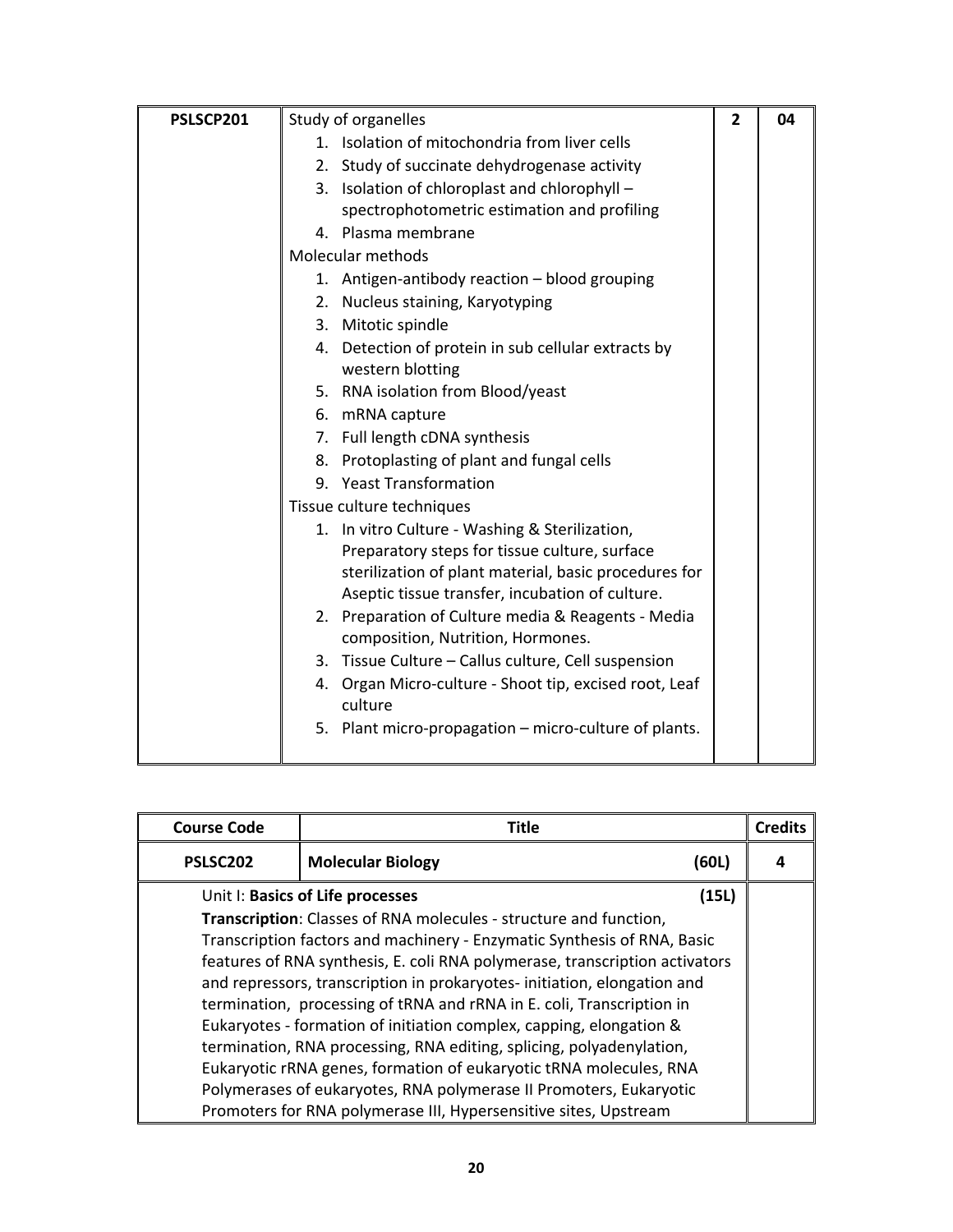| PSLSCP201 | Study of organelles<br>1. Isolation of mitochondria from liver cells<br>2. Study of succinate dehydrogenase activity<br>3. Isolation of chloroplast and chlorophyll – spectrophotometric estimation and profiling<br>4. Plasma membrane<br>Molecular methods<br>1. Antigen-antibody reaction – blood grouping<br>2. Nucleus staining, Karyotyping<br>3. Mitotic spindle<br>4. Detection of protein in sub cellular extracts by western blotting<br>5. RNA isolation from Blood/yeast<br>6. mRNA capture<br>7. Full length cDNA synthesis<br>8. Protoplasting of plant and fungal cells<br>9. Yeast Transformation<br>Tissue culture techniques<br>1. In vitro Culture - Washing & Sterilization, Preparatory steps for tissue culture, surface sterilization of plant material, basic procedures for Aseptic tissue transfer, incubation of culture.<br>2. Preparation of Culture media & Reagents - Media composition, Nutrition, Hormones.<br>3. Tissue Culture – Callus culture, Cell suspension<br>4. Organ Micro-culture - Shoot tip, excised root, Leaf culture<br>5. Plant micro-propagation – micro-culture of plants. | 2 | 04 |
|---|---|---|---|

| Course Code | Title | Credits |
|---|---|---|
| **PSLSC202** | **Molecular Biology** (60L) | **4** |
| Unit I: **Basics of Life processes** (15L)<br>**Transcription**: Classes of RNA molecules - structure and function, Transcription factors and machinery - Enzymatic Synthesis of RNA, Basic features of RNA synthesis, E. coli RNA polymerase, transcription activators and repressors, transcription in prokaryotes- initiation, elongation and termination, processing of tRNA and rRNA in E. coli, Transcription in Eukaryotes - formation of initiation complex, capping, elongation & termination, RNA processing, RNA editing, splicing, polyadenylation, Eukaryotic rRNA genes, formation of eukaryotic tRNA molecules, RNA Polymerases of eukaryotes, RNA polymerase II Promoters, Eukaryotic Promoters for RNA polymerase III, Hypersensitive sites, Upstream | | |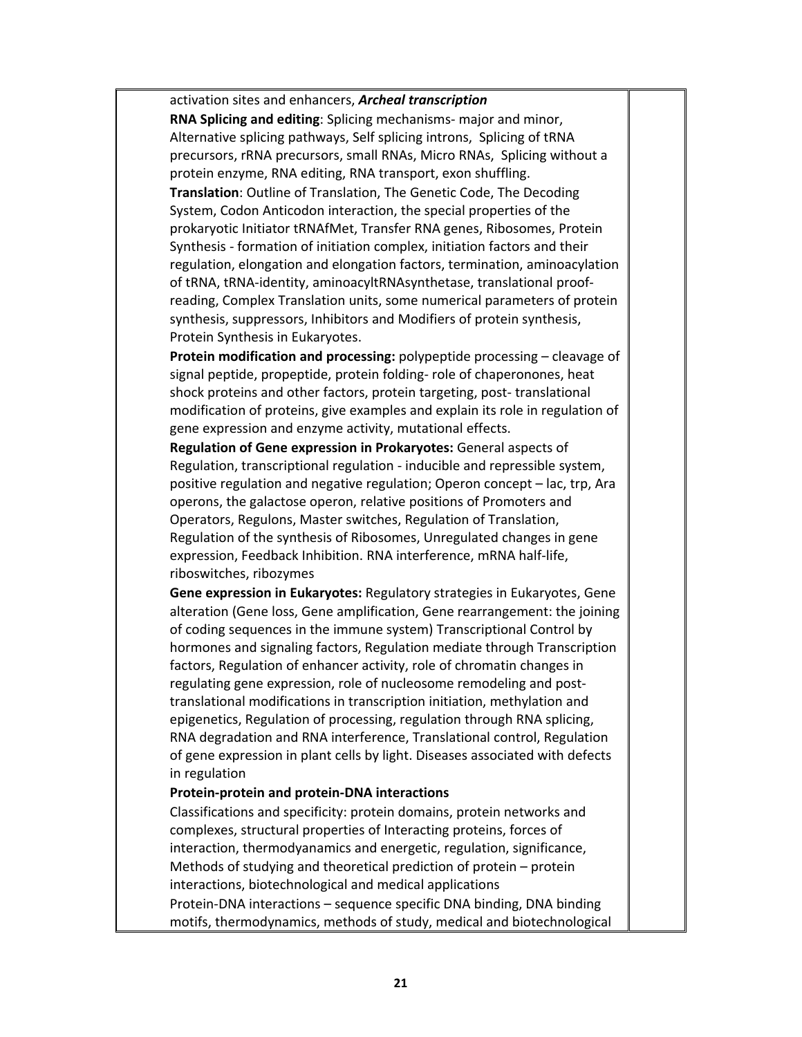activation sites and enhancers, ***Archeal transcription***

**RNA Splicing and editing**: Splicing mechanisms- major and minor, Alternative splicing pathways, Self splicing introns, Splicing of tRNA precursors, rRNA precursors, small RNAs, Micro RNAs, Splicing without a protein enzyme, RNA editing, RNA transport, exon shuffling.

**Translation**: Outline of Translation, The Genetic Code, The Decoding System, Codon Anticodon interaction, the special properties of the prokaryotic Initiator tRNAfMet, Transfer RNA genes, Ribosomes, Protein Synthesis - formation of initiation complex, initiation factors and their regulation, elongation and elongation factors, termination, aminoacylation of tRNA, tRNA-identity, aminoacyltRNAsynthetase, translational proof-reading, Complex Translation units, some numerical parameters of protein synthesis, suppressors, Inhibitors and Modifiers of protein synthesis, Protein Synthesis in Eukaryotes.

**Protein modification and processing:** polypeptide processing – cleavage of signal peptide, propeptide, protein folding- role of chaperonones, heat shock proteins and other factors, protein targeting, post- translational modification of proteins, give examples and explain its role in regulation of gene expression and enzyme activity, mutational effects.

**Regulation of Gene expression in Prokaryotes:** General aspects of Regulation, transcriptional regulation - inducible and repressible system, positive regulation and negative regulation; Operon concept – lac, trp, Ara operons, the galactose operon, relative positions of Promoters and Operators, Regulons, Master switches, Regulation of Translation, Regulation of the synthesis of Ribosomes, Unregulated changes in gene expression, Feedback Inhibition. RNA interference, mRNA half-life, riboswitches, ribozymes

**Gene expression in Eukaryotes:** Regulatory strategies in Eukaryotes, Gene alteration (Gene loss, Gene amplification, Gene rearrangement: the joining of coding sequences in the immune system) Transcriptional Control by hormones and signaling factors, Regulation mediate through Transcription factors, Regulation of enhancer activity, role of chromatin changes in regulating gene expression, role of nucleosome remodeling and post-translational modifications in transcription initiation, methylation and epigenetics, Regulation of processing, regulation through RNA splicing, RNA degradation and RNA interference, Translational control, Regulation of gene expression in plant cells by light. Diseases associated with defects in regulation

**Protein-protein and protein-DNA interactions**

Classifications and specificity: protein domains, protein networks and complexes, structural properties of Interacting proteins, forces of interaction, thermodyanamics and energetic, regulation, significance, Methods of studying and theoretical prediction of protein – protein interactions, biotechnological and medical applications

Protein-DNA interactions – sequence specific DNA binding, DNA binding motifs, thermodynamics, methods of study, medical and biotechnological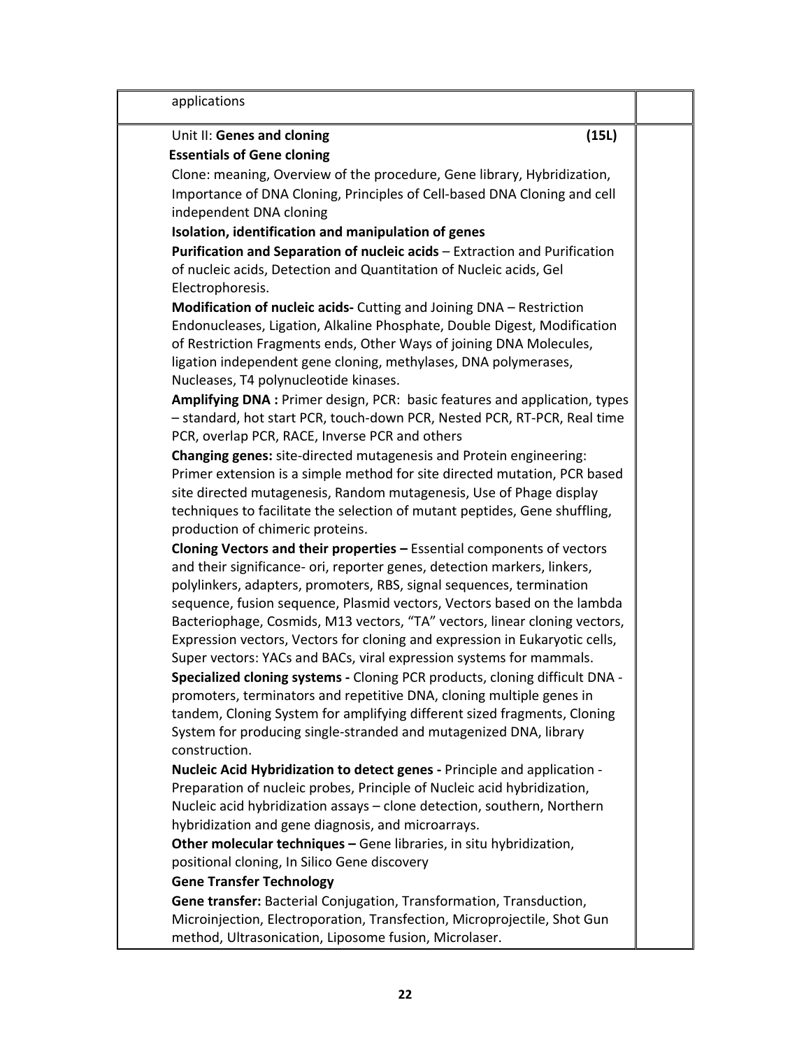| | |
|---|---|
| applications | |
| Unit II: **Genes and cloning** **(15L)**<br>**Essentials of Gene cloning**<br>Clone: meaning, Overview of the procedure, Gene library, Hybridization, Importance of DNA Cloning, Principles of Cell-based DNA Cloning and cell independent DNA cloning<br>**Isolation, identification and manipulation of genes**<br>**Purification and Separation of nucleic acids** – Extraction and Purification of nucleic acids, Detection and Quantitation of Nucleic acids, Gel Electrophoresis.<br>**Modification of nucleic acids-** Cutting and Joining DNA – Restriction Endonucleases, Ligation, Alkaline Phosphate, Double Digest, Modification of Restriction Fragments ends, Other Ways of joining DNA Molecules, ligation independent gene cloning, methylases, DNA polymerases, Nucleases, T4 polynucleotide kinases.<br>**Amplifying DNA :** Primer design, PCR: basic features and application, types – standard, hot start PCR, touch-down PCR, Nested PCR, RT-PCR, Real time PCR, overlap PCR, RACE, Inverse PCR and others<br>**Changing genes:** site-directed mutagenesis and Protein engineering: Primer extension is a simple method for site directed mutation, PCR based site directed mutagenesis, Random mutagenesis, Use of Phage display techniques to facilitate the selection of mutant peptides, Gene shuffling, production of chimeric proteins.<br>**Cloning Vectors and their properties –** Essential components of vectors and their significance- ori, reporter genes, detection markers, linkers, polylinkers, adapters, promoters, RBS, signal sequences, termination sequence, fusion sequence, Plasmid vectors, Vectors based on the lambda Bacteriophage, Cosmids, M13 vectors, "TA" vectors, linear cloning vectors, Expression vectors, Vectors for cloning and expression in Eukaryotic cells, Super vectors: YACs and BACs, viral expression systems for mammals.<br>**Specialized cloning systems -** Cloning PCR products, cloning difficult DNA - promoters, terminators and repetitive DNA, cloning multiple genes in tandem, Cloning System for amplifying different sized fragments, Cloning System for producing single-stranded and mutagenized DNA, library construction.<br>**Nucleic Acid Hybridization to detect genes -** Principle and application - Preparation of nucleic probes, Principle of Nucleic acid hybridization, Nucleic acid hybridization assays – clone detection, southern, Northern hybridization and gene diagnosis, and microarrays.<br>**Other molecular techniques –** Gene libraries, in situ hybridization, positional cloning, In Silico Gene discovery<br>**Gene Transfer Technology**<br>**Gene transfer:** Bacterial Conjugation, Transformation, Transduction, Microinjection, Electroporation, Transfection, Microprojectile, Shot Gun method, Ultrasonication, Liposome fusion, Microlaser. | |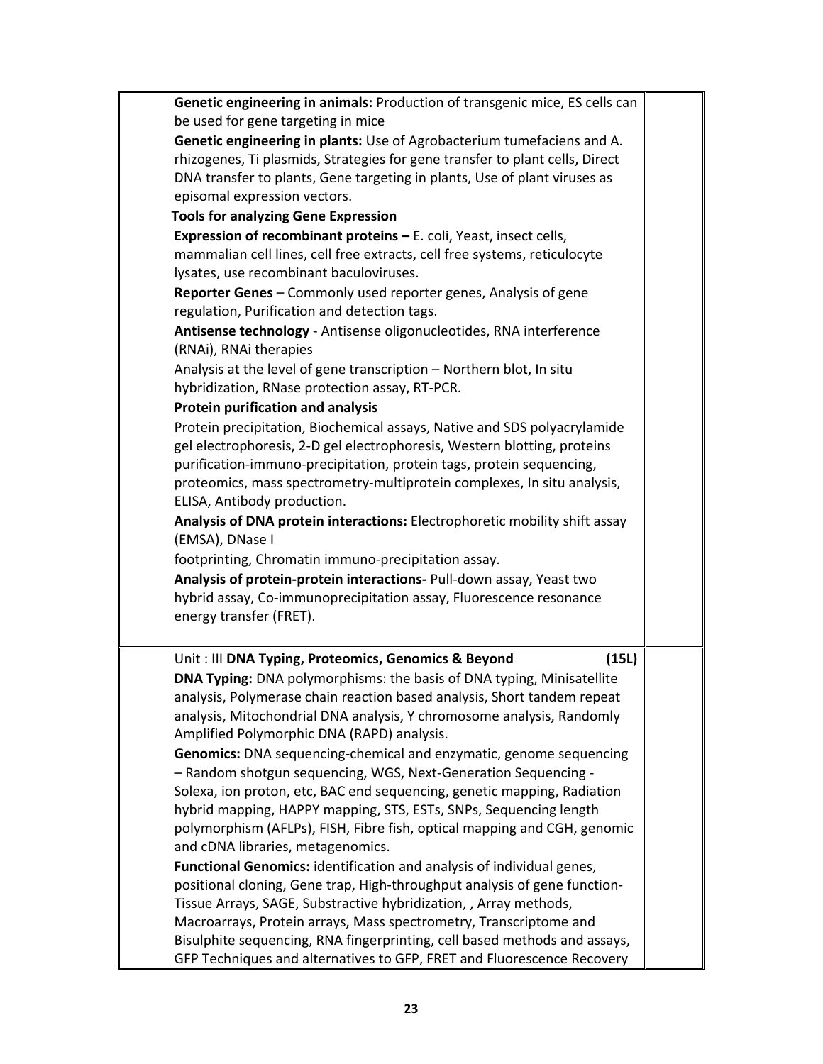**Genetic engineering in animals:** Production of transgenic mice, ES cells can be used for gene targeting in mice

**Genetic engineering in plants:** Use of Agrobacterium tumefaciens and A. rhizogenes, Ti plasmids, Strategies for gene transfer to plant cells, Direct DNA transfer to plants, Gene targeting in plants, Use of plant viruses as episomal expression vectors.

**Tools for analyzing Gene Expression**

**Expression of recombinant proteins –** E. coli, Yeast, insect cells, mammalian cell lines, cell free extracts, cell free systems, reticulocyte lysates, use recombinant baculoviruses.

**Reporter Genes** – Commonly used reporter genes, Analysis of gene regulation, Purification and detection tags.

**Antisense technology** - Antisense oligonucleotides, RNA interference (RNAi), RNAi therapies

Analysis at the level of gene transcription – Northern blot, In situ hybridization, RNase protection assay, RT-PCR.

**Protein purification and analysis**

Protein precipitation, Biochemical assays, Native and SDS polyacrylamide gel electrophoresis, 2-D gel electrophoresis, Western blotting, proteins purification-immuno-precipitation, protein tags, protein sequencing, proteomics, mass spectrometry-multiprotein complexes, In situ analysis, ELISA, Antibody production.

**Analysis of DNA protein interactions:** Electrophoretic mobility shift assay (EMSA), DNase I footprinting, Chromatin immuno-precipitation assay.

**Analysis of protein-protein interactions-** Pull-down assay, Yeast two hybrid assay, Co-immunoprecipitation assay, Fluorescence resonance energy transfer (FRET).

Unit : III **DNA Typing, Proteomics, Genomics & Beyond** **(15L)**

**DNA Typing:** DNA polymorphisms: the basis of DNA typing, Minisatellite analysis, Polymerase chain reaction based analysis, Short tandem repeat analysis, Mitochondrial DNA analysis, Y chromosome analysis, Randomly Amplified Polymorphic DNA (RAPD) analysis.

**Genomics:** DNA sequencing-chemical and enzymatic, genome sequencing – Random shotgun sequencing, WGS, Next-Generation Sequencing - Solexa, ion proton, etc, BAC end sequencing, genetic mapping, Radiation hybrid mapping, HAPPY mapping, STS, ESTs, SNPs, Sequencing length polymorphism (AFLPs), FISH, Fibre fish, optical mapping and CGH, genomic and cDNA libraries, metagenomics.

**Functional Genomics:** identification and analysis of individual genes, positional cloning, Gene trap, High-throughput analysis of gene function- Tissue Arrays, SAGE, Substractive hybridization, , Array methods, Macroarrays, Protein arrays, Mass spectrometry, Transcriptome and Bisulphite sequencing, RNA fingerprinting, cell based methods and assays, GFP Techniques and alternatives to GFP, FRET and Fluorescence Recovery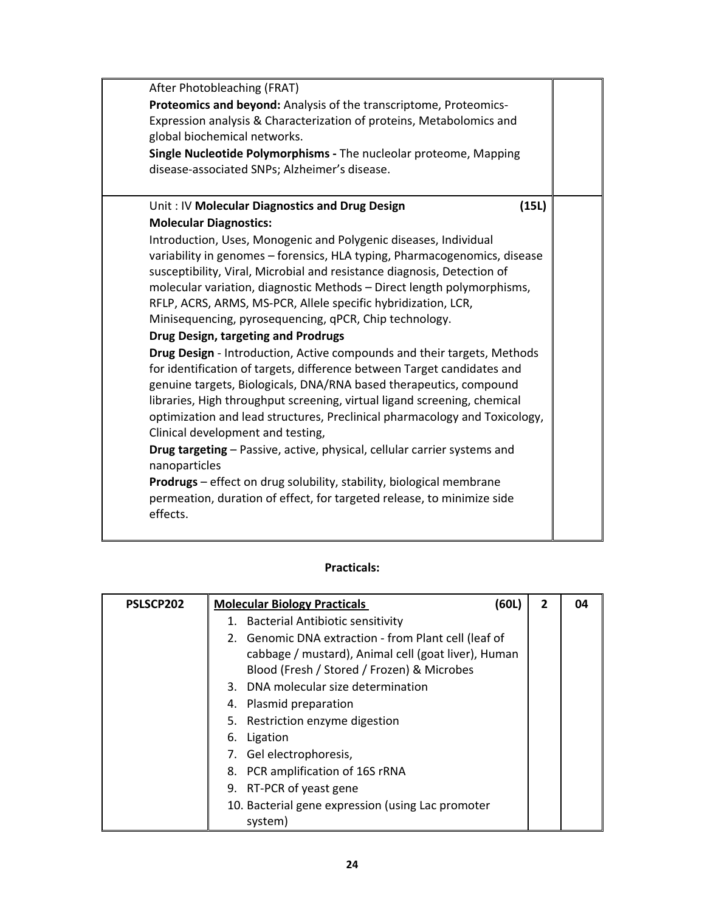| | | |
|---|---|---|
| | After Photobleaching (FRAT)<br>**Proteomics and beyond:** Analysis of the transcriptome, Proteomics-Expression analysis & Characterization of proteins, Metabolomics and global biochemical networks.<br>**Single Nucleotide Polymorphisms -** The nucleolar proteome, Mapping disease-associated SNPs; Alzheimer's disease. | |
| | Unit : IV **Molecular Diagnostics and Drug Design** **(15L)**<br>**Molecular Diagnostics:**<br>Introduction, Uses, Monogenic and Polygenic diseases, Individual variability in genomes – forensics, HLA typing, Pharmacogenomics, disease susceptibility, Viral, Microbial and resistance diagnosis, Detection of molecular variation, diagnostic Methods – Direct length polymorphisms, RFLP, ACRS, ARMS, MS-PCR, Allele specific hybridization, LCR, Minisequencing, pyrosequencing, qPCR, Chip technology.<br>**Drug Design, targeting and Prodrugs**<br>**Drug Design** - Introduction, Active compounds and their targets, Methods for identification of targets, difference between Target candidates and genuine targets, Biologicals, DNA/RNA based therapeutics, compound libraries, High throughput screening, virtual ligand screening, chemical optimization and lead structures, Preclinical pharmacology and Toxicology, Clinical development and testing,<br>**Drug targeting** – Passive, active, physical, cellular carrier systems and nanoparticles<br>**Prodrugs** – effect on drug solubility, stability, biological membrane permeation, duration of effect, for targeted release, to minimize side effects. | |

**Practicals:**

| | | | |
|---|---|---|---|
| **PSLSCP202** | **Molecular Biology Practicals** **(60L)**<br>1. Bacterial Antibiotic sensitivity<br>2. Genomic DNA extraction - from Plant cell (leaf of cabbage / mustard), Animal cell (goat liver), Human Blood (Fresh / Stored / Frozen) & Microbes<br>3. DNA molecular size determination<br>4. Plasmid preparation<br>5. Restriction enzyme digestion<br>6. Ligation<br>7. Gel electrophoresis,<br>8. PCR amplification of 16S rRNA<br>9. RT-PCR of yeast gene<br>10. Bacterial gene expression (using Lac promoter system) | **2** | **04** |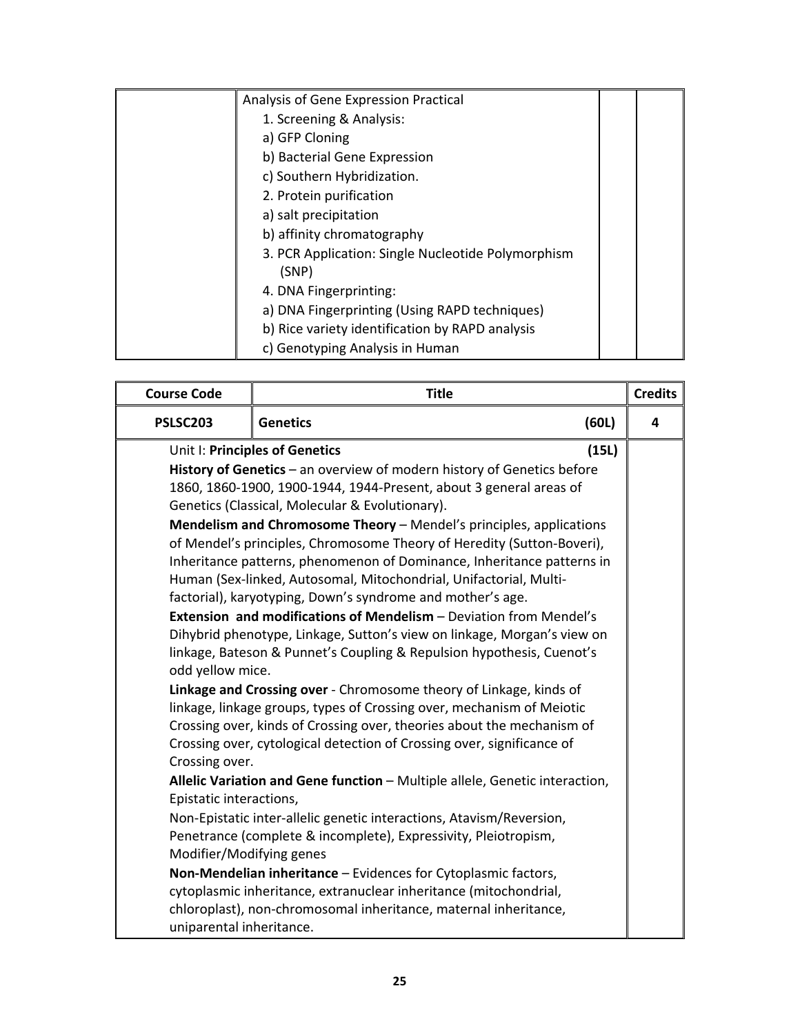| | | | |
|---|---|---|---|
| | Analysis of Gene Expression Practical<br>1. Screening & Analysis:<br>a) GFP Cloning<br>b) Bacterial Gene Expression<br>c) Southern Hybridization.<br>2. Protein purification<br>a) salt precipitation<br>b) affinity chromatography<br>3. PCR Application: Single Nucleotide Polymorphism (SNP)<br>4. DNA Fingerprinting:<br>a) DNA Fingerprinting (Using RAPD techniques)<br>b) Rice variety identification by RAPD analysis<br>c) Genotyping Analysis in Human | | |

| Course Code | Title | Credits |
|---|---|---|
| **PSLSC203** | **Genetics** (60L) | **4** |
| | Unit I: **Principles of Genetics** (15L)<br>**History of Genetics** – an overview of modern history of Genetics before 1860, 1860-1900, 1900-1944, 1944-Present, about 3 general areas of Genetics (Classical, Molecular & Evolutionary).<br>**Mendelism and Chromosome Theory** – Mendel's principles, applications of Mendel's principles, Chromosome Theory of Heredity (Sutton-Boveri), Inheritance patterns, phenomenon of Dominance, Inheritance patterns in Human (Sex-linked, Autosomal, Mitochondrial, Unifactorial, Multi-factorial), karyotyping, Down's syndrome and mother's age.<br>**Extension and modifications of Mendelism** – Deviation from Mendel's Dihybrid phenotype, Linkage, Sutton's view on linkage, Morgan's view on linkage, Bateson & Punnet's Coupling & Repulsion hypothesis, Cuenot's odd yellow mice.<br>**Linkage and Crossing over** - Chromosome theory of Linkage, kinds of linkage, linkage groups, types of Crossing over, mechanism of Meiotic Crossing over, kinds of Crossing over, theories about the mechanism of Crossing over, cytological detection of Crossing over, significance of Crossing over.<br>**Allelic Variation and Gene function** – Multiple allele, Genetic interaction, Epistatic interactions,<br>Non-Epistatic inter-allelic genetic interactions, Atavism/Reversion, Penetrance (complete & incomplete), Expressivity, Pleiotropism, Modifier/Modifying genes<br>**Non-Mendelian inheritance** – Evidences for Cytoplasmic factors, cytoplasmic inheritance, extranuclear inheritance (mitochondrial, chloroplast), non-chromosomal inheritance, maternal inheritance, uniparental inheritance. | |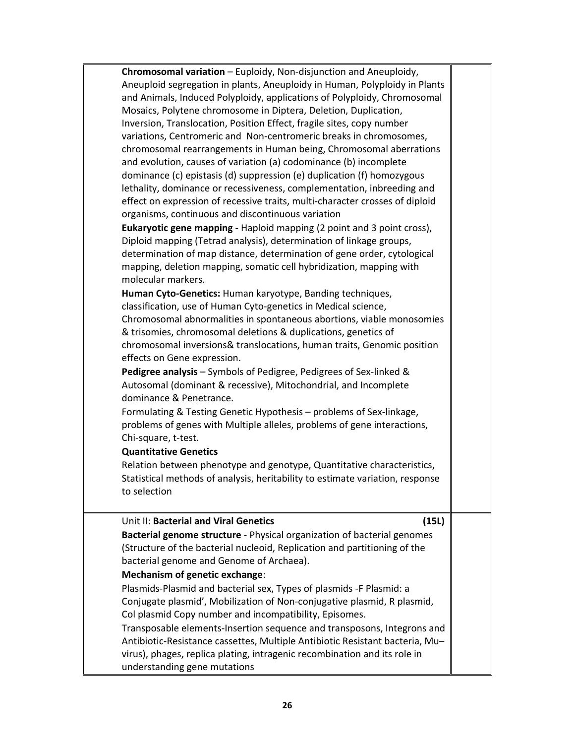**Chromosomal variation** – Euploidy, Non-disjunction and Aneuploidy, Aneuploid segregation in plants, Aneuploidy in Human, Polyploidy in Plants and Animals, Induced Polyploidy, applications of Polyploidy, Chromosomal Mosaics, Polytene chromosome in Diptera, Deletion, Duplication, Inversion, Translocation, Position Effect, fragile sites, copy number variations, Centromeric and Non-centromeric breaks in chromosomes, chromosomal rearrangements in Human being, Chromosomal aberrations and evolution, causes of variation (a) codominance (b) incomplete dominance (c) epistasis (d) suppression (e) duplication (f) homozygous lethality, dominance or recessiveness, complementation, inbreeding and effect on expression of recessive traits, multi-character crosses of diploid organisms, continuous and discontinuous variation

**Eukaryotic gene mapping** - Haploid mapping (2 point and 3 point cross), Diploid mapping (Tetrad analysis), determination of linkage groups, determination of map distance, determination of gene order, cytological mapping, deletion mapping, somatic cell hybridization, mapping with molecular markers.

**Human Cyto-Genetics:** Human karyotype, Banding techniques, classification, use of Human Cyto-genetics in Medical science, Chromosomal abnormalities in spontaneous abortions, viable monosomies & trisomies, chromosomal deletions & duplications, genetics of chromosomal inversions& translocations, human traits, Genomic position effects on Gene expression.

**Pedigree analysis** – Symbols of Pedigree, Pedigrees of Sex-linked & Autosomal (dominant & recessive), Mitochondrial, and Incomplete dominance & Penetrance.

Formulating & Testing Genetic Hypothesis – problems of Sex-linkage, problems of genes with Multiple alleles, problems of gene interactions, Chi-square, t-test.

**Quantitative Genetics**

Relation between phenotype and genotype, Quantitative characteristics, Statistical methods of analysis, heritability to estimate variation, response to selection

Unit II: **Bacterial and Viral Genetics** **(15L)**

**Bacterial genome structure** - Physical organization of bacterial genomes (Structure of the bacterial nucleoid, Replication and partitioning of the bacterial genome and Genome of Archaea).

**Mechanism of genetic exchange**:

Plasmids-Plasmid and bacterial sex, Types of plasmids -F Plasmid: a Conjugate plasmid', Mobilization of Non-conjugative plasmid, R plasmid, Col plasmid Copy number and incompatibility, Episomes.

Transposable elements-Insertion sequence and transposons, Integrons and Antibiotic-Resistance cassettes, Multiple Antibiotic Resistant bacteria, Mu–virus), phages, replica plating, intragenic recombination and its role in understanding gene mutations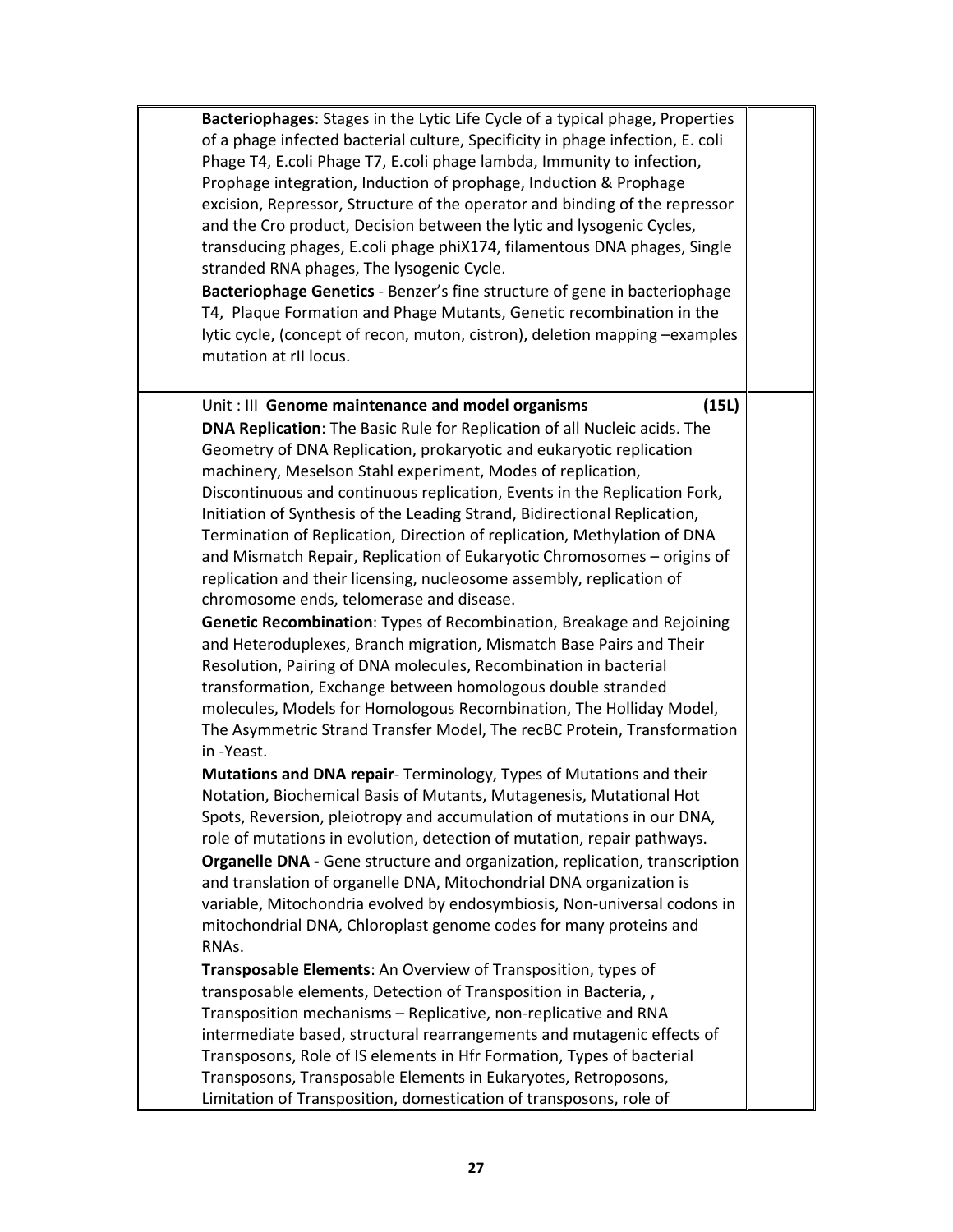**Bacteriophages**: Stages in the Lytic Life Cycle of a typical phage, Properties of a phage infected bacterial culture, Specificity in phage infection, E. coli Phage T4, E.coli Phage T7, E.coli phage lambda, Immunity to infection, Prophage integration, Induction of prophage, Induction & Prophage excision, Repressor, Structure of the operator and binding of the repressor and the Cro product, Decision between the lytic and lysogenic Cycles, transducing phages, E.coli phage phiX174, filamentous DNA phages, Single stranded RNA phages, The lysogenic Cycle.

**Bacteriophage Genetics** - Benzer's fine structure of gene in bacteriophage T4, Plaque Formation and Phage Mutants, Genetic recombination in the lytic cycle, (concept of recon, muton, cistron), deletion mapping –examples mutation at rII locus.

Unit : III **Genome maintenance and model organisms** **(15L)**

**DNA Replication**: The Basic Rule for Replication of all Nucleic acids. The Geometry of DNA Replication, prokaryotic and eukaryotic replication machinery, Meselson Stahl experiment, Modes of replication, Discontinuous and continuous replication, Events in the Replication Fork, Initiation of Synthesis of the Leading Strand, Bidirectional Replication, Termination of Replication, Direction of replication, Methylation of DNA and Mismatch Repair, Replication of Eukaryotic Chromosomes – origins of replication and their licensing, nucleosome assembly, replication of chromosome ends, telomerase and disease.

**Genetic Recombination**: Types of Recombination, Breakage and Rejoining and Heteroduplexes, Branch migration, Mismatch Base Pairs and Their Resolution, Pairing of DNA molecules, Recombination in bacterial transformation, Exchange between homologous double stranded molecules, Models for Homologous Recombination, The Holliday Model, The Asymmetric Strand Transfer Model, The recBC Protein, Transformation in -Yeast.

**Mutations and DNA repair**- Terminology, Types of Mutations and their Notation, Biochemical Basis of Mutants, Mutagenesis, Mutational Hot Spots, Reversion, pleiotropy and accumulation of mutations in our DNA, role of mutations in evolution, detection of mutation, repair pathways.

**Organelle DNA -** Gene structure and organization, replication, transcription and translation of organelle DNA, Mitochondrial DNA organization is variable, Mitochondria evolved by endosymbiosis, Non-universal codons in mitochondrial DNA, Chloroplast genome codes for many proteins and RNAs.

**Transposable Elements**: An Overview of Transposition, types of transposable elements, Detection of Transposition in Bacteria, , Transposition mechanisms – Replicative, non-replicative and RNA intermediate based, structural rearrangements and mutagenic effects of Transposons, Role of IS elements in Hfr Formation, Types of bacterial Transposons, Transposable Elements in Eukaryotes, Retroposons, Limitation of Transposition, domestication of transposons, role of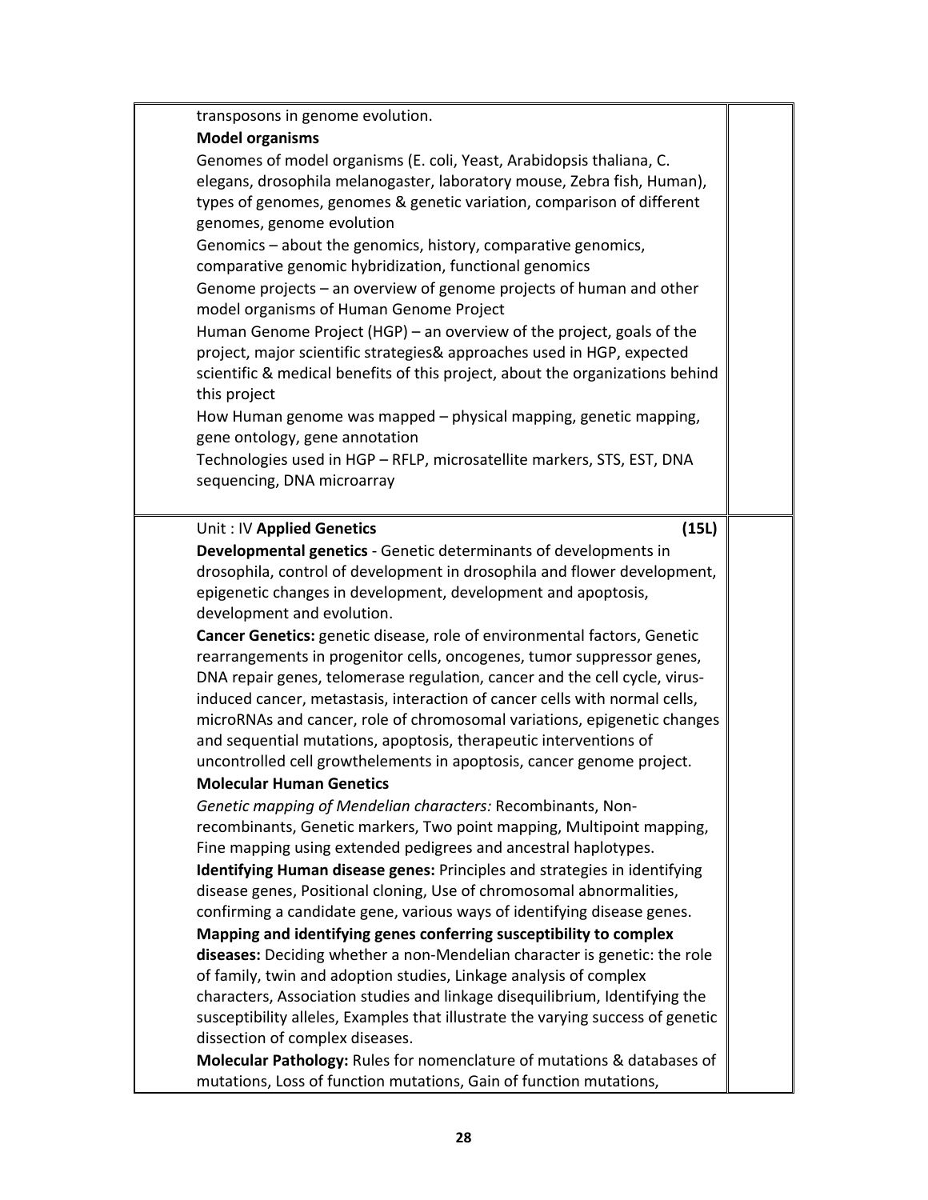transposons in genome evolution.

**Model organisms**

Genomes of model organisms (E. coli, Yeast, Arabidopsis thaliana, C. elegans, drosophila melanogaster, laboratory mouse, Zebra fish, Human), types of genomes, genomes & genetic variation, comparison of different genomes, genome evolution

Genomics – about the genomics, history, comparative genomics, comparative genomic hybridization, functional genomics

Genome projects – an overview of genome projects of human and other model organisms of Human Genome Project

Human Genome Project (HGP) – an overview of the project, goals of the project, major scientific strategies& approaches used in HGP, expected scientific & medical benefits of this project, about the organizations behind this project

How Human genome was mapped – physical mapping, genetic mapping, gene ontology, gene annotation

Technologies used in HGP – RFLP, microsatellite markers, STS, EST, DNA sequencing, DNA microarray

Unit : IV **Applied Genetics** **(15L)**

**Developmental genetics** - Genetic determinants of developments in drosophila, control of development in drosophila and flower development, epigenetic changes in development, development and apoptosis, development and evolution.

**Cancer Genetics:** genetic disease, role of environmental factors, Genetic rearrangements in progenitor cells, oncogenes, tumor suppressor genes, DNA repair genes, telomerase regulation, cancer and the cell cycle, virus-induced cancer, metastasis, interaction of cancer cells with normal cells, microRNAs and cancer, role of chromosomal variations, epigenetic changes and sequential mutations, apoptosis, therapeutic interventions of uncontrolled cell growthelements in apoptosis, cancer genome project.

**Molecular Human Genetics**

*Genetic mapping of Mendelian characters:* Recombinants, Non-recombinants, Genetic markers, Two point mapping, Multipoint mapping, Fine mapping using extended pedigrees and ancestral haplotypes.

**Identifying Human disease genes:** Principles and strategies in identifying disease genes, Positional cloning, Use of chromosomal abnormalities, confirming a candidate gene, various ways of identifying disease genes.

**Mapping and identifying genes conferring susceptibility to complex diseases:** Deciding whether a non-Mendelian character is genetic: the role of family, twin and adoption studies, Linkage analysis of complex characters, Association studies and linkage disequilibrium, Identifying the susceptibility alleles, Examples that illustrate the varying success of genetic dissection of complex diseases.

**Molecular Pathology:** Rules for nomenclature of mutations & databases of mutations, Loss of function mutations, Gain of function mutations,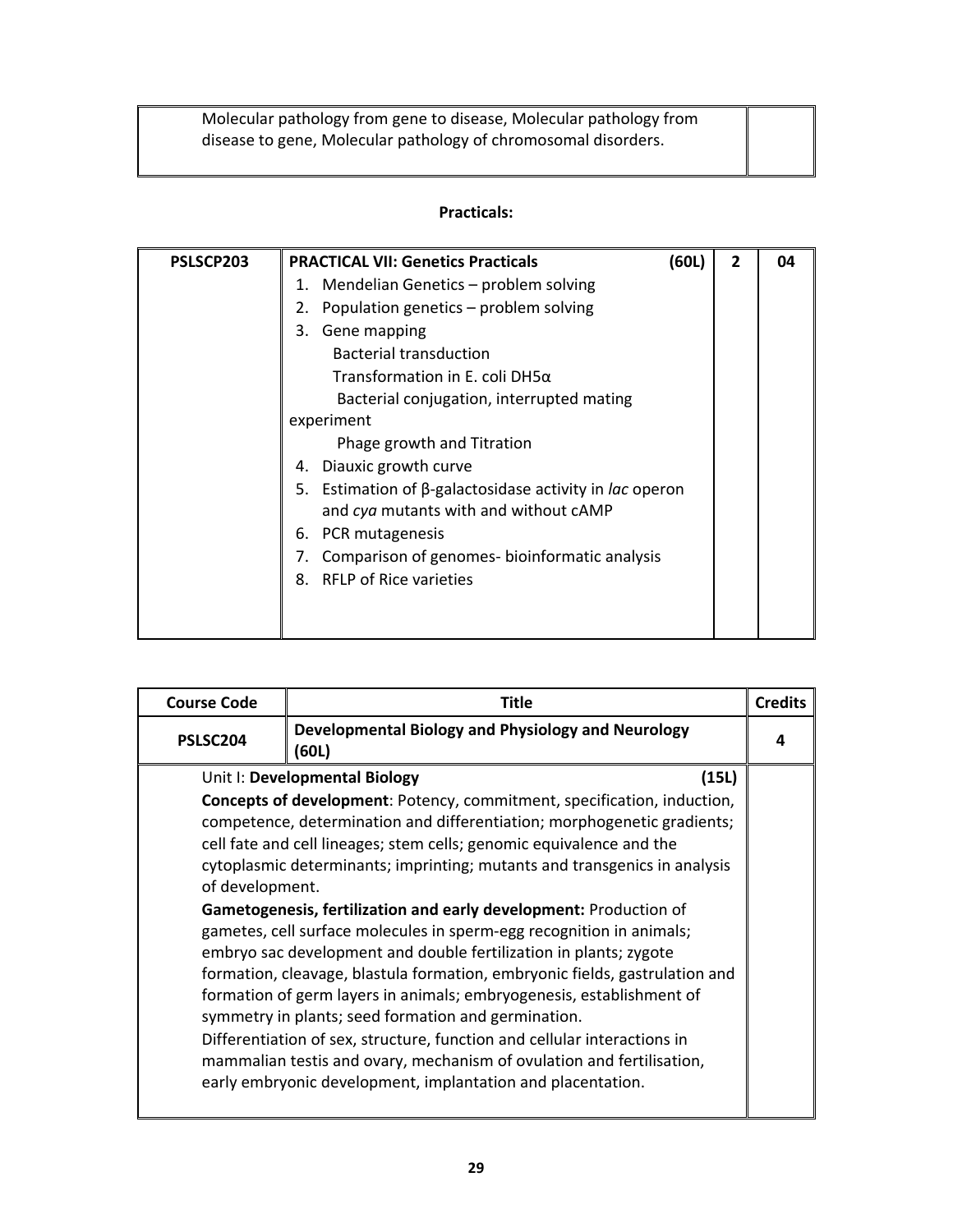| | | |
|---|---|---|
| | Molecular pathology from gene to disease, Molecular pathology from disease to gene, Molecular pathology of chromosomal disorders. | |

**Practicals:**

| | | | |
|---|---|---|---|
| **PSLSCP203** | **PRACTICAL VII: Genetics Practicals (60L)**<br>1. Mendelian Genetics – problem solving<br>2. Population genetics – problem solving<br>3. Gene mapping<br>Bacterial transduction<br>Transformation in E. coli DH5α<br>Bacterial conjugation, interrupted mating experiment<br>Phage growth and Titration<br>4. Diauxic growth curve<br>5. Estimation of β-galactosidase activity in *lac* operon and *cya* mutants with and without cAMP<br>6. PCR mutagenesis<br>7. Comparison of genomes- bioinformatic analysis<br>8. RFLP of Rice varieties | **2** | **04** |

| Course Code | Title | Credits |
|---|---|---|
| **PSLSC204** | **Developmental Biology and Physiology and Neurology (60L)** | **4** |
| | Unit I: **Developmental Biology** (15L)<br>**Concepts of development**: Potency, commitment, specification, induction, competence, determination and differentiation; morphogenetic gradients; cell fate and cell lineages; stem cells; genomic equivalence and the cytoplasmic determinants; imprinting; mutants and transgenics in analysis of development.<br>**Gametogenesis, fertilization and early development:** Production of gametes, cell surface molecules in sperm-egg recognition in animals; embryo sac development and double fertilization in plants; zygote formation, cleavage, blastula formation, embryonic fields, gastrulation and formation of germ layers in animals; embryogenesis, establishment of symmetry in plants; seed formation and germination.<br>Differentiation of sex, structure, function and cellular interactions in mammalian testis and ovary, mechanism of ovulation and fertilisation, early embryonic development, implantation and placentation. | |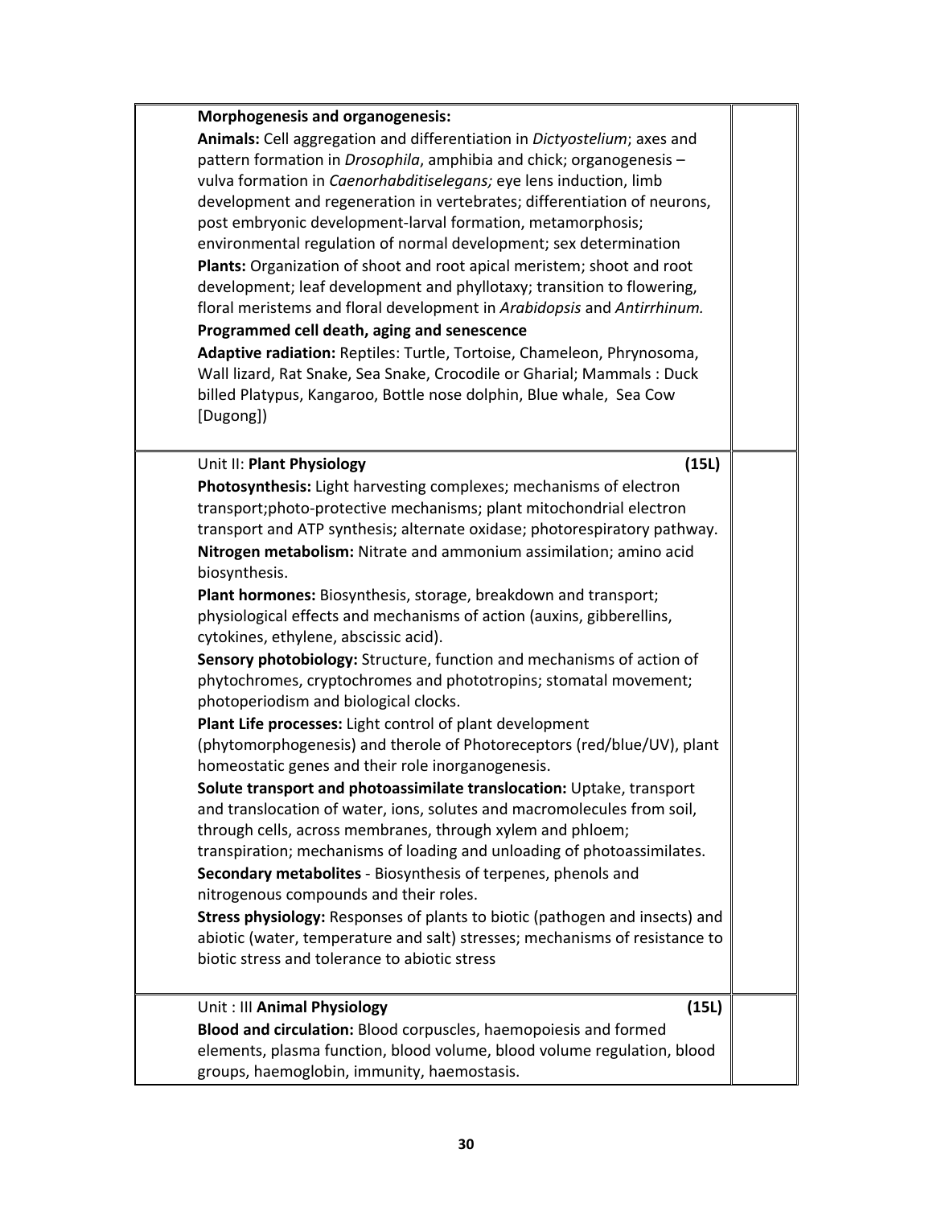**Morphogenesis and organogenesis:**
**Animals:** Cell aggregation and differentiation in *Dictyostelium*; axes and pattern formation in *Drosophila*, amphibia and chick; organogenesis – vulva formation in *Caenorhabditiselegans;* eye lens induction, limb development and regeneration in vertebrates; differentiation of neurons, post embryonic development-larval formation, metamorphosis; environmental regulation of normal development; sex determination
**Plants:** Organization of shoot and root apical meristem; shoot and root development; leaf development and phyllotaxy; transition to flowering, floral meristems and floral development in *Arabidopsis* and *Antirrhinum.*
**Programmed cell death, aging and senescence**
**Adaptive radiation:** Reptiles: Turtle, Tortoise, Chameleon, Phrynosoma, Wall lizard, Rat Snake, Sea Snake, Crocodile or Gharial; Mammals : Duck billed Platypus, Kangaroo, Bottle nose dolphin, Blue whale, Sea Cow [Dugong])

Unit II: **Plant Physiology** **(15L)**

**Photosynthesis:** Light harvesting complexes; mechanisms of electron transport;photo-protective mechanisms; plant mitochondrial electron transport and ATP synthesis; alternate oxidase; photorespiratory pathway.
**Nitrogen metabolism:** Nitrate and ammonium assimilation; amino acid biosynthesis.
**Plant hormones:** Biosynthesis, storage, breakdown and transport; physiological effects and mechanisms of action (auxins, gibberellins, cytokines, ethylene, abscissic acid).
**Sensory photobiology:** Structure, function and mechanisms of action of phytochromes, cryptochromes and phototropins; stomatal movement; photoperiodism and biological clocks.
**Plant Life processes:** Light control of plant development (phytomorphogenesis) and therole of Photoreceptors (red/blue/UV), plant homeostatic genes and their role inorganogenesis.
**Solute transport and photoassimilate translocation:** Uptake, transport and translocation of water, ions, solutes and macromolecules from soil, through cells, across membranes, through xylem and phloem; transpiration; mechanisms of loading and unloading of photoassimilates.
**Secondary metabolites** - Biosynthesis of terpenes, phenols and nitrogenous compounds and their roles.
**Stress physiology:** Responses of plants to biotic (pathogen and insects) and abiotic (water, temperature and salt) stresses; mechanisms of resistance to biotic stress and tolerance to abiotic stress

Unit : III **Animal Physiology** **(15L)**

**Blood and circulation:** Blood corpuscles, haemopoiesis and formed elements, plasma function, blood volume, blood volume regulation, blood groups, haemoglobin, immunity, haemostasis.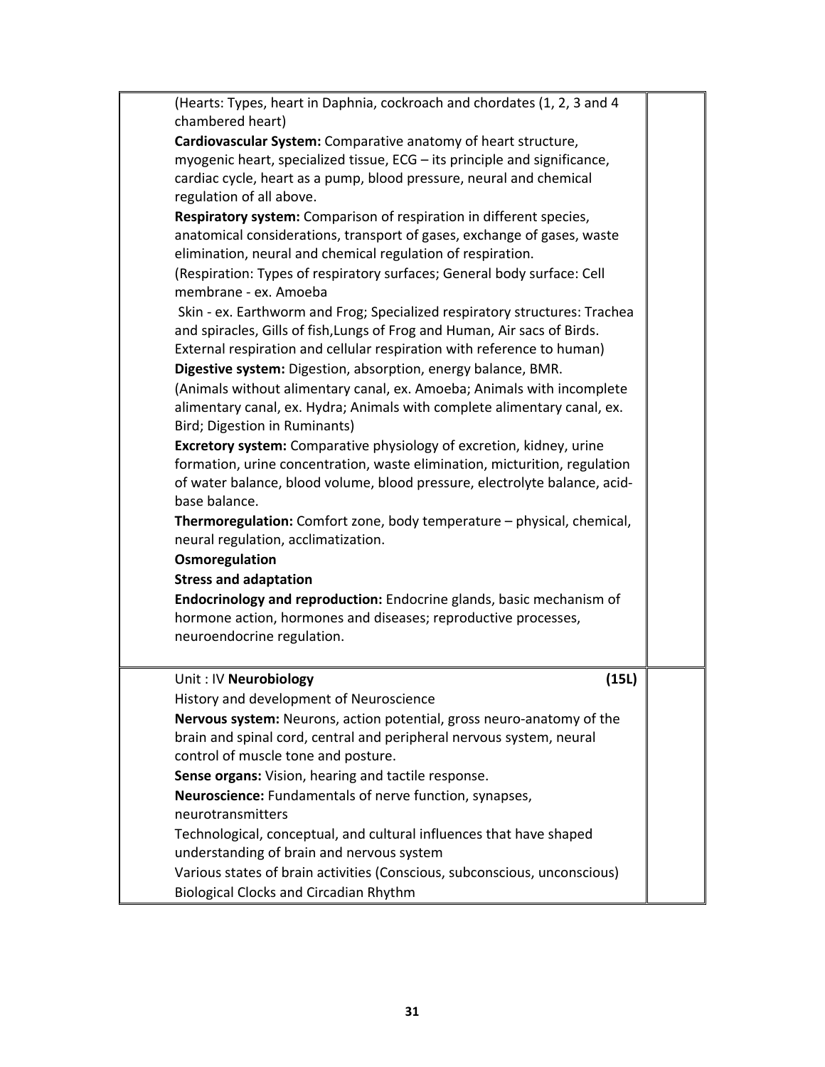| | | |
|---|---|---|
| | (Hearts: Types, heart in Daphnia, cockroach and chordates (1, 2, 3 and 4 chambered heart)<br>**Cardiovascular System:** Comparative anatomy of heart structure, myogenic heart, specialized tissue, ECG – its principle and significance, cardiac cycle, heart as a pump, blood pressure, neural and chemical regulation of all above.<br>**Respiratory system:** Comparison of respiration in different species, anatomical considerations, transport of gases, exchange of gases, waste elimination, neural and chemical regulation of respiration.<br>(Respiration: Types of respiratory surfaces; General body surface: Cell membrane - ex. Amoeba<br>Skin - ex. Earthworm and Frog; Specialized respiratory structures: Trachea and spiracles, Gills of fish,Lungs of Frog and Human, Air sacs of Birds. External respiration and cellular respiration with reference to human)<br>**Digestive system:** Digestion, absorption, energy balance, BMR.<br>(Animals without alimentary canal, ex. Amoeba; Animals with incomplete alimentary canal, ex. Hydra; Animals with complete alimentary canal, ex. Bird; Digestion in Ruminants)<br>**Excretory system:** Comparative physiology of excretion, kidney, urine formation, urine concentration, waste elimination, micturition, regulation of water balance, blood volume, blood pressure, electrolyte balance, acid-base balance.<br>**Thermoregulation:** Comfort zone, body temperature – physical, chemical, neural regulation, acclimatization.<br>**Osmoregulation**<br>**Stress and adaptation**<br>**Endocrinology and reproduction:** Endocrine glands, basic mechanism of hormone action, hormones and diseases; reproductive processes, neuroendocrine regulation. | |
| | Unit : IV **Neurobiology** **(15L)**<br>History and development of Neuroscience<br>**Nervous system:** Neurons, action potential, gross neuro-anatomy of the brain and spinal cord, central and peripheral nervous system, neural control of muscle tone and posture.<br>**Sense organs:** Vision, hearing and tactile response.<br>**Neuroscience:** Fundamentals of nerve function, synapses, neurotransmitters<br>Technological, conceptual, and cultural influences that have shaped understanding of brain and nervous system<br>Various states of brain activities (Conscious, subconscious, unconscious)<br>Biological Clocks and Circadian Rhythm | |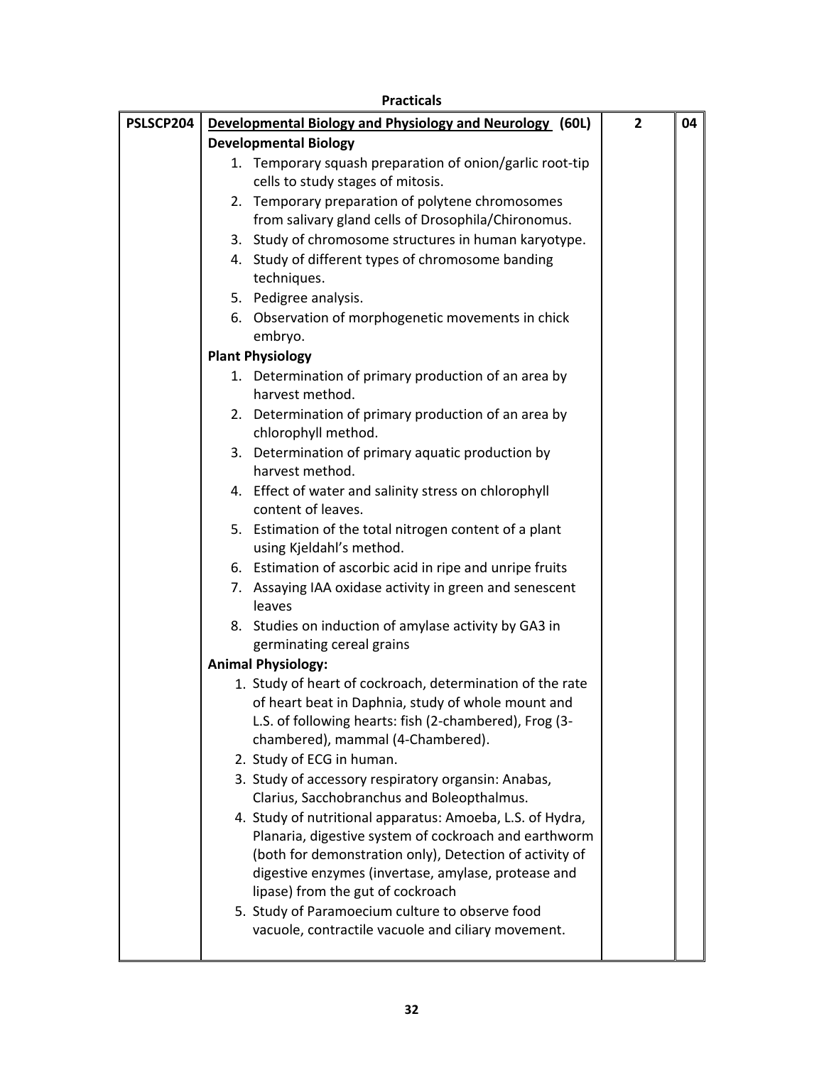**Practicals**

| PSLSCP204 | Developmental Biology and Physiology and Neurology (60L) | 2 | 04 |
|---|---|---|---|
| | **Developmental Biology**<br>1. Temporary squash preparation of onion/garlic root-tip cells to study stages of mitosis.<br>2. Temporary preparation of polytene chromosomes from salivary gland cells of Drosophila/Chironomus.<br>3. Study of chromosome structures in human karyotype.<br>4. Study of different types of chromosome banding techniques.<br>5. Pedigree analysis.<br>6. Observation of morphogenetic movements in chick embryo.<br>**Plant Physiology**<br>1. Determination of primary production of an area by harvest method.<br>2. Determination of primary production of an area by chlorophyll method.<br>3. Determination of primary aquatic production by harvest method.<br>4. Effect of water and salinity stress on chlorophyll content of leaves.<br>5. Estimation of the total nitrogen content of a plant using Kjeldahl's method.<br>6. Estimation of ascorbic acid in ripe and unripe fruits<br>7. Assaying IAA oxidase activity in green and senescent leaves<br>8. Studies on induction of amylase activity by GA3 in germinating cereal grains<br>**Animal Physiology:**<br>1. Study of heart of cockroach, determination of the rate of heart beat in Daphnia, study of whole mount and L.S. of following hearts: fish (2-chambered), Frog (3-chambered), mammal (4-Chambered).<br>2. Study of ECG in human.<br>3. Study of accessory respiratory organsin: Anabas, Clarius, Sacchobranchus and Boleopthalmus.<br>4. Study of nutritional apparatus: Amoeba, L.S. of Hydra, Planaria, digestive system of cockroach and earthworm (both for demonstration only), Detection of activity of digestive enzymes (invertase, amylase, protease and lipase) from the gut of cockroach<br>5. Study of Paramoecium culture to observe food vacuole, contractile vacuole and ciliary movement. | | |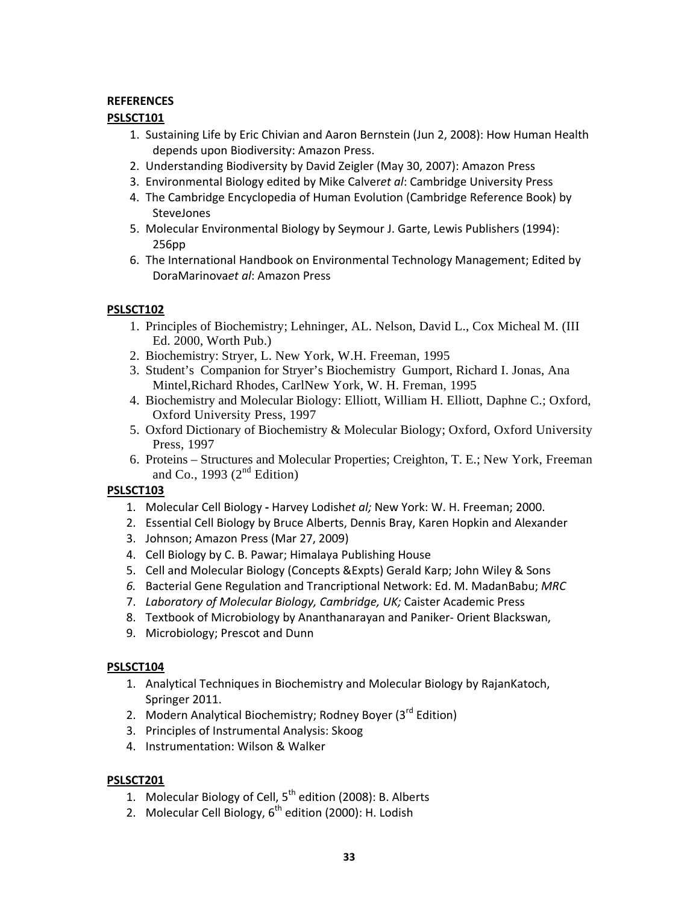**REFERENCES**

**PSLSCT101**

1. Sustaining Life by Eric Chivian and Aaron Bernstein (Jun 2, 2008): How Human Health depends upon Biodiversity: Amazon Press.
2. Understanding Biodiversity by David Zeigler (May 30, 2007): Amazon Press
3. Environmental Biology edited by Mike Calver*et al*: Cambridge University Press
4. The Cambridge Encyclopedia of Human Evolution (Cambridge Reference Book) by SteveJones
5. Molecular Environmental Biology by Seymour J. Garte, Lewis Publishers (1994): 256pp
6. The International Handbook on Environmental Technology Management; Edited by DoraMarinova*et al*: Amazon Press

**PSLSCT102**

1. Principles of Biochemistry; Lehninger, AL. Nelson, David L., Cox Micheal M. (III Ed. 2000, Worth Pub.)
2. Biochemistry: Stryer, L. New York, W.H. Freeman, 1995
3. Student's Companion for Stryer's Biochemistry Gumport, Richard I. Jonas, Ana Mintel,Richard Rhodes, CarlNew York, W. H. Freman, 1995
4. Biochemistry and Molecular Biology: Elliott, William H. Elliott, Daphne C.; Oxford, Oxford University Press, 1997
5. Oxford Dictionary of Biochemistry & Molecular Biology; Oxford, Oxford University Press, 1997
6. Proteins – Structures and Molecular Properties; Creighton, T. E.; New York, Freeman and Co., 1993 (2nd Edition)

**PSLSCT103**

1. Molecular Cell Biology **-** Harvey Lodish*et al;* New York: W. H. Freeman; 2000.
2. Essential Cell Biology by Bruce Alberts, Dennis Bray, Karen Hopkin and Alexander
3. Johnson; Amazon Press (Mar 27, 2009)
4. Cell Biology by C. B. Pawar; Himalaya Publishing House
5. Cell and Molecular Biology (Concepts &Expts) Gerald Karp; John Wiley & Sons
6. Bacterial Gene Regulation and Trancriptional Network: Ed. M. MadanBabu; *MRC*
7. *Laboratory of Molecular Biology, Cambridge, UK;* Caister Academic Press
8. Textbook of Microbiology by Ananthanarayan and Paniker- Orient Blackswan,
9. Microbiology; Prescot and Dunn

**PSLSCT104**

1. Analytical Techniques in Biochemistry and Molecular Biology by RajanKatoch, Springer 2011.
2. Modern Analytical Biochemistry; Rodney Boyer (3rd Edition)
3. Principles of Instrumental Analysis: Skoog
4. Instrumentation: Wilson & Walker

**PSLSCT201**

1. Molecular Biology of Cell, 5th edition (2008): B. Alberts
2. Molecular Cell Biology, 6th edition (2000): H. Lodish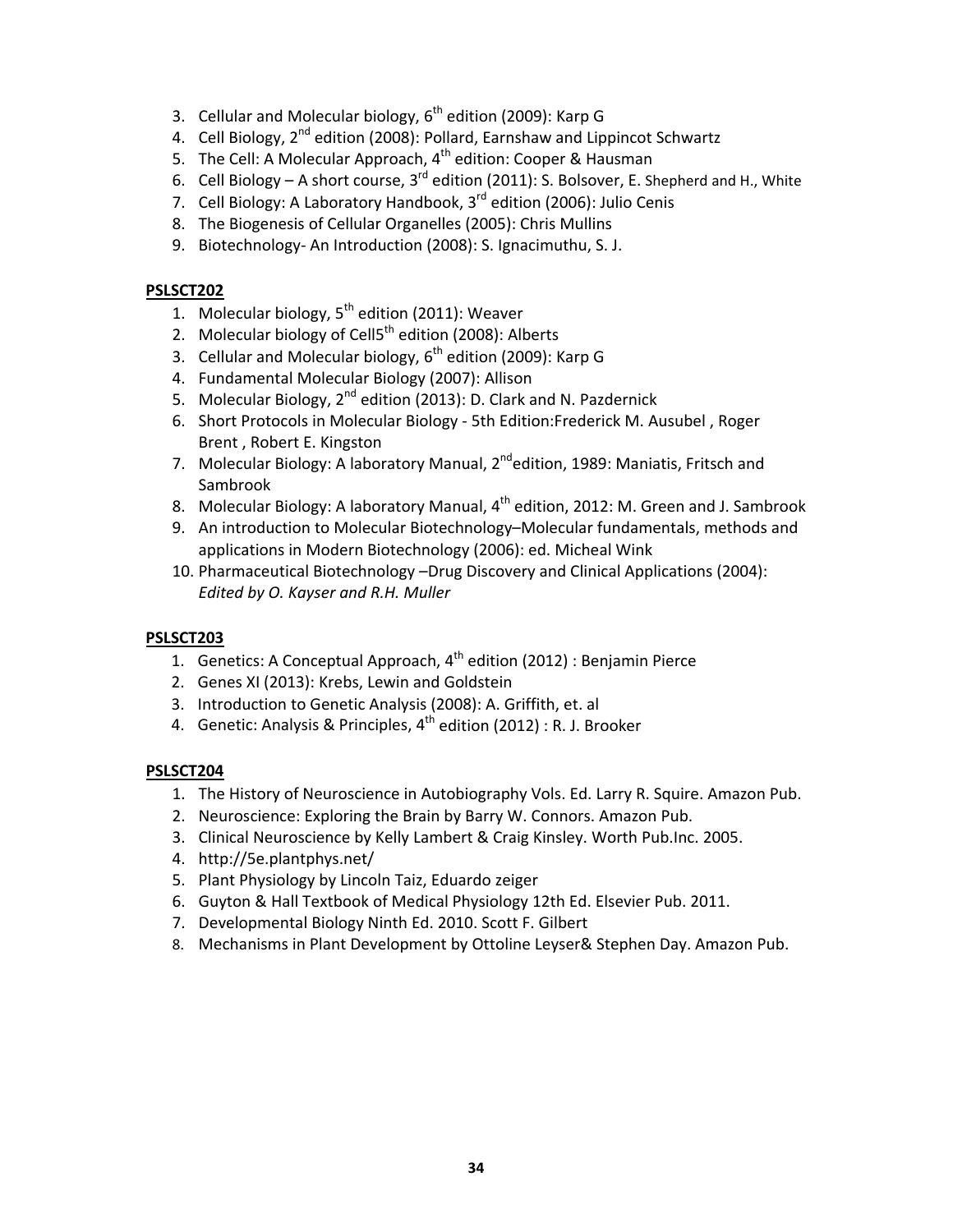3. Cellular and Molecular biology, 6th edition (2009): Karp G
4. Cell Biology, 2nd edition (2008): Pollard, Earnshaw and Lippincot Schwartz
5. The Cell: A Molecular Approach, 4th edition: Cooper & Hausman
6. Cell Biology – A short course, 3rd edition (2011): S. Bolsover, E. Shepherd and H., White
7. Cell Biology: A Laboratory Handbook, 3rd edition (2006): Julio Cenis
8. The Biogenesis of Cellular Organelles (2005): Chris Mullins
9. Biotechnology- An Introduction (2008): S. Ignacimuthu, S. J.

**PSLSCT202**

1. Molecular biology, 5th edition (2011): Weaver
2. Molecular biology of Cell5th edition (2008): Alberts
3. Cellular and Molecular biology, 6th edition (2009): Karp G
4. Fundamental Molecular Biology (2007): Allison
5. Molecular Biology, 2nd edition (2013): D. Clark and N. Pazdernick
6. Short Protocols in Molecular Biology - 5th Edition:Frederick M. Ausubel , Roger Brent , Robert E. Kingston
7. Molecular Biology: A laboratory Manual, 2ndedition, 1989: Maniatis, Fritsch and Sambrook
8. Molecular Biology: A laboratory Manual, 4th edition, 2012: M. Green and J. Sambrook
9. An introduction to Molecular Biotechnology–Molecular fundamentals, methods and applications in Modern Biotechnology (2006): ed. Micheal Wink
10. Pharmaceutical Biotechnology –Drug Discovery and Clinical Applications (2004): *Edited by O. Kayser and R.H. Muller*

**PSLSCT203**

1. Genetics: A Conceptual Approach, 4th edition (2012) : Benjamin Pierce
2. Genes XI (2013): Krebs, Lewin and Goldstein
3. Introduction to Genetic Analysis (2008): A. Griffith, et. al
4. Genetic: Analysis & Principles, 4th edition (2012) : R. J. Brooker

**PSLSCT204**

1. The History of Neuroscience in Autobiography Vols. Ed. Larry R. Squire. Amazon Pub.
2. Neuroscience: Exploring the Brain by Barry W. Connors. Amazon Pub.
3. Clinical Neuroscience by Kelly Lambert & Craig Kinsley. Worth Pub.Inc. 2005.
4. http://5e.plantphys.net/
5. Plant Physiology by Lincoln Taiz, Eduardo zeiger
6. Guyton & Hall Textbook of Medical Physiology 12th Ed. Elsevier Pub. 2011.
7. Developmental Biology Ninth Ed. 2010. Scott F. Gilbert
8. Mechanisms in Plant Development by Ottoline Leyser& Stephen Day. Amazon Pub.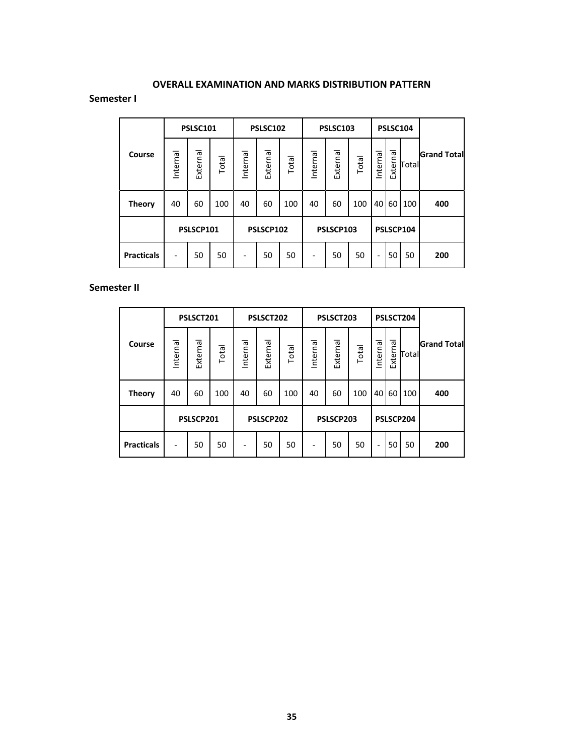## OVERALL EXAMINATION AND MARKS DISTRIBUTION PATTERN

### Semester I

| Course | PSLSC101 | | | PSLSC102 | | | PSLSC103 | | | PSLSC104 | | | Grand Total |
|---|---|---|---|---|---|---|---|---|---|---|---|---|---|
| | Internal | External | Total | Internal | External | Total | Internal | External | Total | Internal | External | Total | |
| **Theory** | 40 | 60 | 100 | 40 | 60 | 100 | 40 | 60 | 100 | 40 | 60 | 100 | **400** |
| | **PSLSCP101** | | | **PSLSCP102** | | | **PSLSCP103** | | | **PSLSCP104** | | | |
| **Practicals** | - | 50 | 50 | - | 50 | 50 | - | 50 | 50 | - | 50 | 50 | **200** |

### Semester II

| Course | PSLSCT201 | | | PSLSCT202 | | | PSLSCT203 | | | PSLSCT204 | | | Grand Total |
|---|---|---|---|---|---|---|---|---|---|---|---|---|---|
| | Internal | External | Total | Internal | External | Total | Internal | External | Total | Internal | External | Total | |
| **Theory** | 40 | 60 | 100 | 40 | 60 | 100 | 40 | 60 | 100 | 40 | 60 | 100 | **400** |
| | **PSLSCP201** | | | **PSLSCP202** | | | **PSLSCP203** | | | **PSLSCP204** | | | |
| **Practicals** | - | 50 | 50 | - | 50 | 50 | - | 50 | 50 | - | 50 | 50 | **200** |